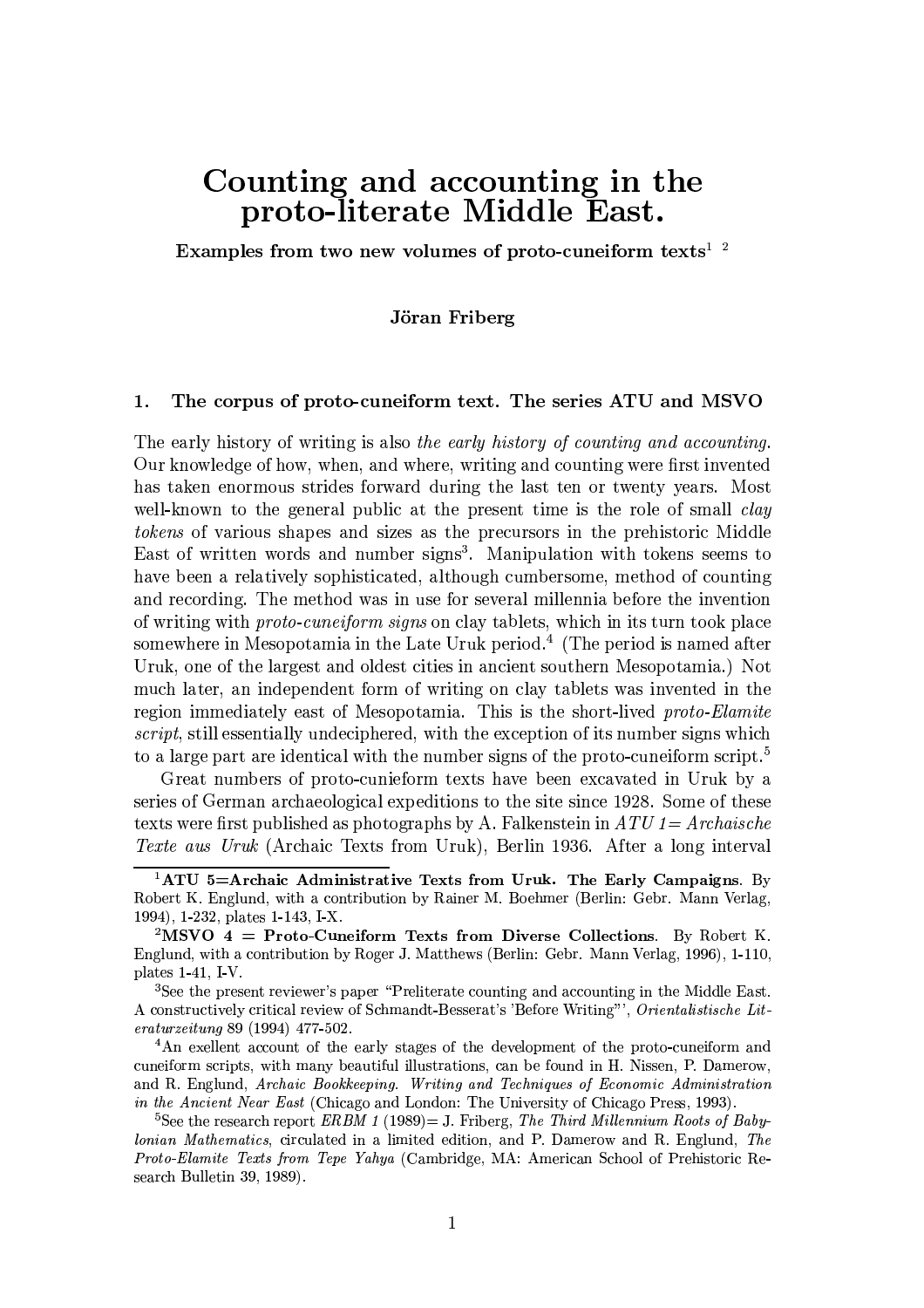# Counting and accounting in the proto-literate Middle East.

**Examples from two new volumes of proto-cuneiform texts[1] [2]**

**Jöran Friberg**

## 1. The corpus of proto-cuneiform text. The series ATU and MSVO

The early history of writing is also *the early history of counting and accounting*. Our knowledge of how, when, and where, writing and counting were first invented has taken enormous strides forward during the last ten or twenty years. Most well-known to the general public at the present time is the role of small *clay tokens* of various shapes and sizes as the precursors in the prehistoric Middle East of written words and number signs[3]. Manipulation with tokens seems to have been a relatively sophisticated, although cumbersome, method of counting and recording. The method was in use for several millennia before the invention of writing with *proto-cuneiform signs* on clay tablets, which in its turn took place somewhere in Mesopotamia in the Late Uruk period.[4] (The period is named after Uruk, one of the largest and oldest cities in ancient southern Mesopotamia.) Not much later, an independent form of writing on clay tablets was invented in the region immediately east of Mesopotamia. This is the short-lived *proto-Elamite script*, still essentially undeciphered, with the exception of its number signs which to a large part are identical with the number signs of the proto-cuneiform script.[5]

Great numbers of proto-cunieform texts have been excavated in Uruk by a series of German archaeological expeditions to the site since 1928. Some of these texts were first published as photographs by A. Falkenstein in *ATU 1= Archaische Texte aus Uruk* (Archaic Texts from Uruk), Berlin 1936. After a long interval

---

[1] **ATU 5=Archaic Administrative Texts from Uruk. The Early Campaigns**. By Robert K. Englund, with a contribution by Rainer M. Boehmer (Berlin: Gebr. Mann Verlag, 1994), 1-232, plates 1-143, I-X.

[2] **MSVO 4 = Proto-Cuneiform Texts from Diverse Collections**. By Robert K. Englund, with a contribution by Roger J. Matthews (Berlin: Gebr. Mann Verlag, 1996), 1-110, plates 1-41, I-V.

[3] See the present reviewer's paper "Preliterate counting and accounting in the Middle East. A constructively critical review of Schmandt-Besserat's 'Before Writing"', *Orientalistische Literaturzeitung* 89 (1994) 477-502.

[4] An exellent account of the early stages of the development of the proto-cuneiform and cuneiform scripts, with many beautiful illustrations, can be found in H. Nissen, P. Damerow, and R. Englund, *Archaic Bookkeeping. Writing and Techniques of Economic Administration in the Ancient Near East* (Chicago and London: The University of Chicago Press, 1993).

[5] See the research report *ERBM 1* (1989)= J. Friberg, *The Third Millennium Roots of Babylonian Mathematics*, circulated in a limited edition, and P. Damerow and R. Englund, *The Proto-Elamite Texts from Tepe Yahya* (Cambridge, MA: American School of Prehistoric Research Bulletin 39, 1989).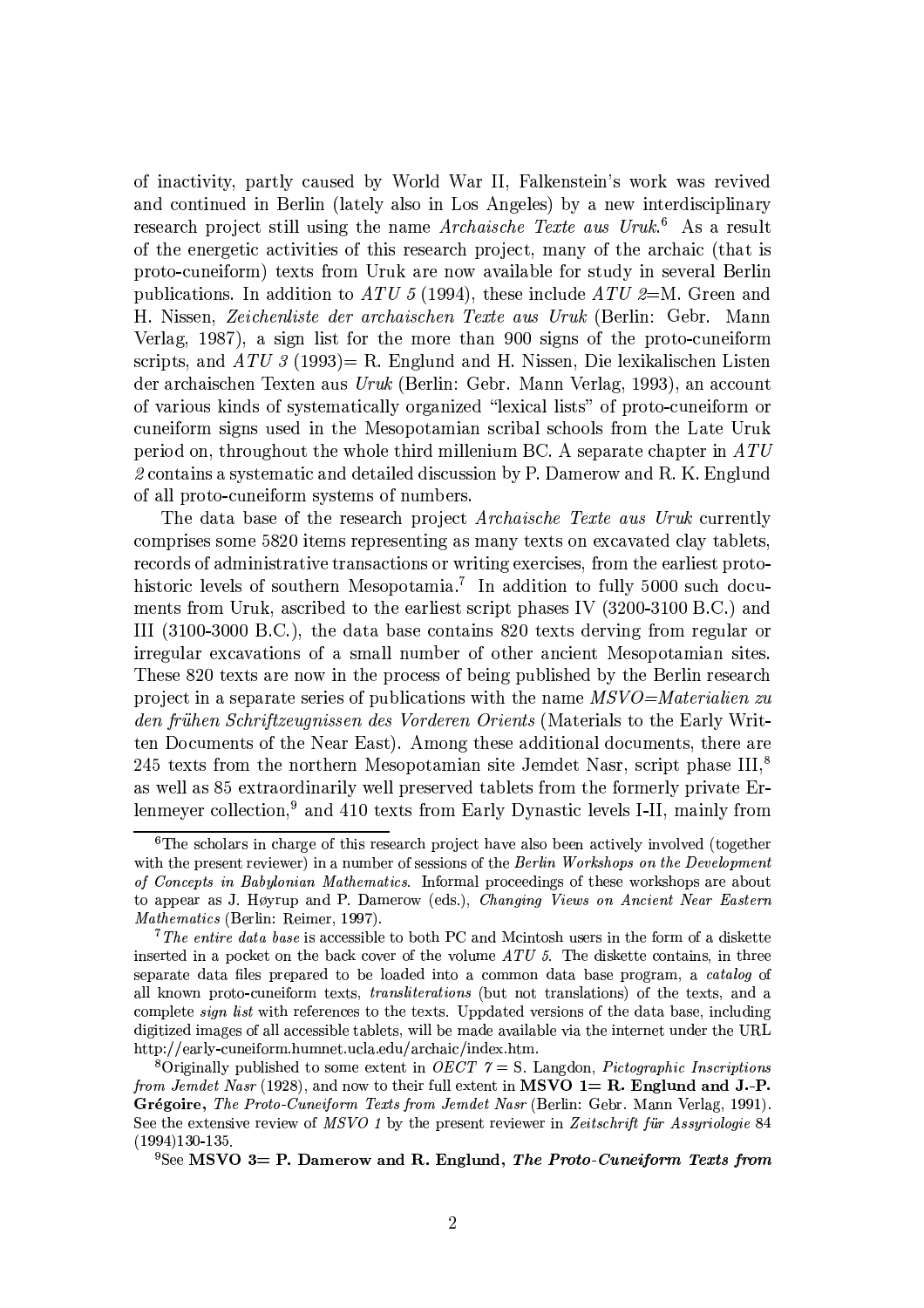of inactivity, partly caused by World War II, Falkenstein's work was revived and continued in Berlin (lately also in Los Angeles) by a new interdisciplinary research project still using the name *Archaische Texte aus Uruk*.[6] As a result of the energetic activities of this research project, many of the archaic (that is proto-cuneiform) texts from Uruk are now available for study in several Berlin publications. In addition to *ATU 5* (1994), these include *ATU 2*=M. Green and H. Nissen, *Zeichenliste der archaischen Texte aus Uruk* (Berlin: Gebr. Mann Verlag, 1987), a sign list for the more than 900 signs of the proto-cuneiform scripts, and *ATU 3* (1993)= R. Englund and H. Nissen, Die lexikalischen Listen der archaischen Texten aus *Uruk* (Berlin: Gebr. Mann Verlag, 1993), an account of various kinds of systematically organized "lexical lists" of proto-cuneiform or cuneiform signs used in the Mesopotamian scribal schools from the Late Uruk period on, throughout the whole third millenium BC. A separate chapter in *ATU 2* contains a systematic and detailed discussion by P. Damerow and R. K. Englund of all proto-cuneiform systems of numbers.

The data base of the research project *Archaische Texte aus Uruk* currently comprises some 5820 items representing as many texts on excavated clay tablets, records of administrative transactions or writing exercises, from the earliest proto-historic levels of southern Mesopotamia.[7] In addition to fully 5000 such documents from Uruk, ascribed to the earliest script phases IV (3200-3100 B.C.) and III (3100-3000 B.C.), the data base contains 820 texts derving from regular or irregular excavations of a small number of other ancient Mesopotamian sites. These 820 texts are now in the process of being published by the Berlin research project in a separate series of publications with the name *MSVO=Materialien zu den frühen Schriftzeugnissen des Vorderen Orients* (Materials to the Early Written Documents of the Near East). Among these additional documents, there are 245 texts from the northern Mesopotamian site Jemdet Nasr, script phase III,[8] as well as 85 extraordinarily well preserved tablets from the formerly private Erlenmeyer collection,[9] and 410 texts from Early Dynastic levels I-II, mainly from

---

[6]The scholars in charge of this research project have also been actively involved (together with the present reviewer) in a number of sessions of the *Berlin Workshops on the Development of Concepts in Babylonian Mathematics*. Informal proceedings of these workshops are about to appear as J. Høyrup and P. Damerow (eds.), *Changing Views on Ancient Near Eastern Mathematics* (Berlin: Reimer, 1997).

[7]*The entire data base* is accessible to both PC and Mcintosh users in the form of a diskette inserted in a pocket on the back cover of the volume *ATU 5*. The diskette contains, in three separate data files prepared to be loaded into a common data base program, a *catalog* of all known proto-cuneiform texts, *transliterations* (but not translations) of the texts, and a complete *sign list* with references to the texts. Uppdated versions of the data base, including digitized images of all accessible tablets, will be made available via the internet under the URL http://early-cuneiform.humnet.ucla.edu/archaic/index.htm.

[8]Originally published to some extent in *OECT 7* = S. Langdon, *Pictographic Inscriptions from Jemdet Nasr* (1928), and now to their full extent in **MSVO 1= R. Englund and J.-P. Grégoire,** *The Proto-Cuneiform Texts from Jemdet Nasr* (Berlin: Gebr. Mann Verlag, 1991). See the extensive review of *MSVO 1* by the present reviewer in *Zeitschrift für Assyriologie* 84 (1994)130-135.

[9]See **MSVO 3= P. Damerow and R. Englund, *The Proto-Cuneiform Texts from***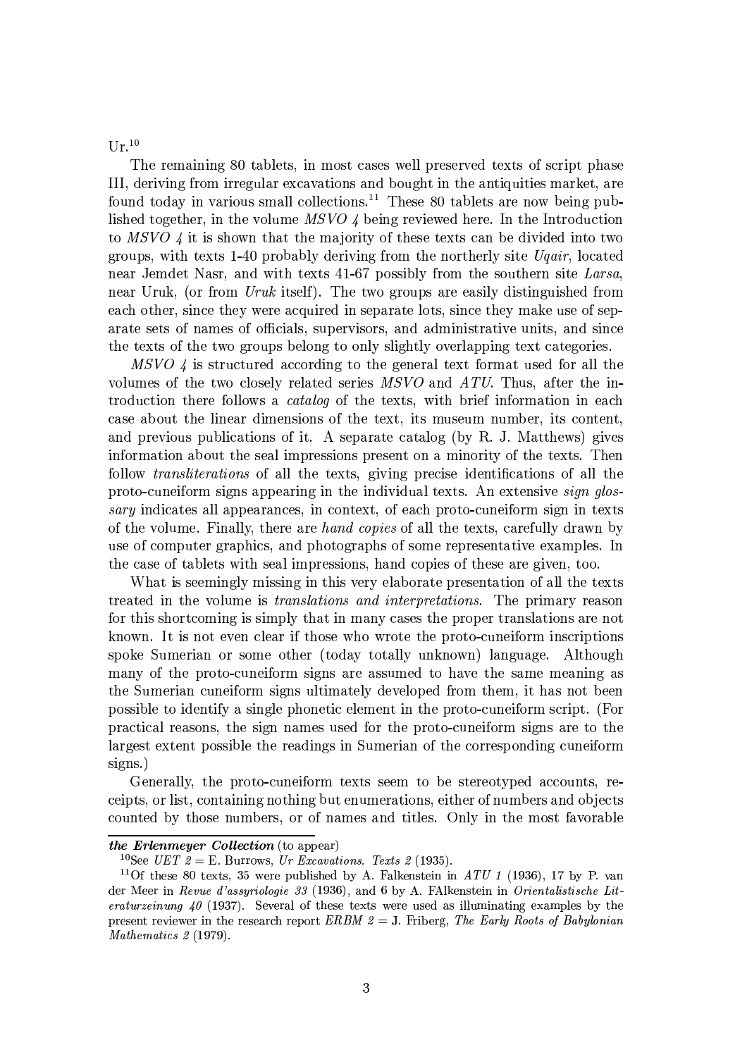Ur.[10]

The remaining 80 tablets, in most cases well preserved texts of script phase III, deriving from irregular excavations and bought in the antiquities market, are found today in various small collections.[11] These 80 tablets are now being published together, in the volume *MSVO 4* being reviewed here. In the Introduction to *MSVO 4* it is shown that the majority of these texts can be divided into two groups, with texts 1-40 probably deriving from the northerly site *Uqair*, located near Jemdet Nasr, and with texts 41-67 possibly from the southern site *Larsa*, near Uruk, (or from *Uruk* itself). The two groups are easily distinguished from each other, since they were acquired in separate lots, since they make use of separate sets of names of officials, supervisors, and administrative units, and since the texts of the two groups belong to only slightly overlapping text categories.

*MSVO 4* is structured according to the general text format used for all the volumes of the two closely related series *MSVO* and *ATU*. Thus, after the introduction there follows a *catalog* of the texts, with brief information in each case about the linear dimensions of the text, its museum number, its content, and previous publications of it. A separate catalog (by R. J. Matthews) gives information about the seal impressions present on a minority of the texts. Then follow *transliterations* of all the texts, giving precise identifications of all the proto-cuneiform signs appearing in the individual texts. An extensive *sign glossary* indicates all appearances, in context, of each proto-cuneiform sign in texts of the volume. Finally, there are *hand copies* of all the texts, carefully drawn by use of computer graphics, and photographs of some representative examples. In the case of tablets with seal impressions, hand copies of these are given, too.

What is seemingly missing in this very elaborate presentation of all the texts treated in the volume is *translations and interpretations*. The primary reason for this shortcoming is simply that in many cases the proper translations are not known. It is not even clear if those who wrote the proto-cuneiform inscriptions spoke Sumerian or some other (today totally unknown) language. Although many of the proto-cuneiform signs are assumed to have the same meaning as the Sumerian cuneiform signs ultimately developed from them, it has not been possible to identify a single phonetic element in the proto-cuneiform script. (For practical reasons, the sign names used for the proto-cuneiform signs are to the largest extent possible the readings in Sumerian of the corresponding cuneiform signs.)

Generally, the proto-cuneiform texts seem to be stereotyped accounts, receipts, or list, containing nothing but enumerations, either of numbers and objects counted by those numbers, or of names and titles. Only in the most favorable

---

***the Erlenmeyer Collection*** (to appear)

[10] See *UET 2* = E. Burrows, *Ur Excavations. Texts 2* (1935).

[11] Of these 80 texts, 35 were published by A. Falkenstein in *ATU 1* (1936), 17 by P. van der Meer in *Revue d'assyriologie 33* (1936), and 6 by A. FAlkenstein in *Orientalistische Literaturzeinung 40* (1937). Several of these texts were used as illuminating examples by the present reviewer in the research report *ERBM 2* = J. Friberg, *The Early Roots of Babylonian Mathematics 2* (1979).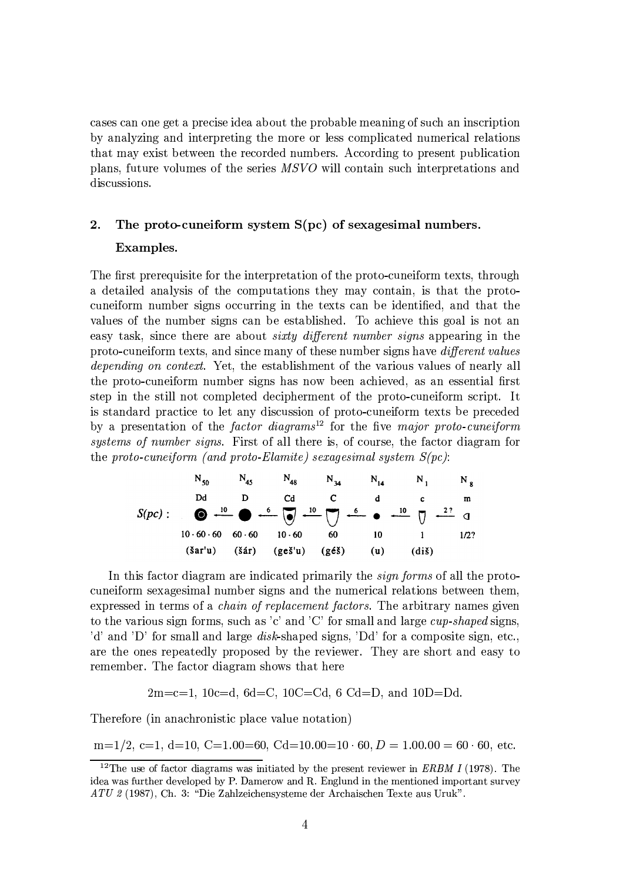cases can one get a precise idea about the probable meaning of such an inscription by analyzing and interpreting the more or less complicated numerical relations that may exist between the recorded numbers. According to present publication plans, future volumes of the series *MSVO* will contain such interpretations and discussions.

## 2. The proto-cuneiform system S(pc) of sexagesimal numbers. Examples.

The first prerequisite for the interpretation of the proto-cuneiform texts, through a detailed analysis of the computations they may contain, is that the proto-cuneiform number signs occurring in the texts can be identified, and that the values of the number signs can be established. To achieve this goal is not an easy task, since there are about *sixty different number signs* appearing in the proto-cuneiform texts, and since many of these number signs have *different values depending on context*. Yet, the establishment of the various values of nearly all the proto-cuneiform number signs has now been achieved, as an essential first step in the still not completed decipherment of the proto-cuneiform script. It is standard practice to let any discussion of proto-cuneiform texts be preceded by a presentation of the *factor diagrams*[12] for the five *major proto-cuneiform systems of number signs*. First of all there is, of course, the factor diagram for the *proto-cuneiform (and proto-Elamite) sexagesimal system S(pc)*:

| | $N_{50}$ | | $N_{45}$ | | $N_{48}$ | | $N_{34}$ | | $N_{14}$ | | $N_1$ | | $N_8$ |
|---|---|---|---|---|---|---|---|---|---|---|---|---|---|
| | Dd | | D | | Cd | | C | | d | | c | | m |
| *S(pc)* : | ◉ | ← 10 | ● | ← 6 | (Cd) | ← 10 | (C) | ← 6 | • | ← 10 | (c) | ← 2 ? | (m) |
| | $10 \cdot 60 \cdot 60$ | | $60 \cdot 60$ | | $10 \cdot 60$ | | 60 | | 10 | | 1 | | 1/2? |
| | (šar'u) | | (šár) | | (geš'u) | | (géš) | | (u) | | (diš) | | |

In this factor diagram are indicated primarily the *sign forms* of all the proto-cuneiform sexagesimal number signs and the numerical relations between them, expressed in terms of a *chain of replacement factors*. The arbitrary names given to the various sign forms, such as 'c' and 'C' for small and large *cup-shaped* signs, 'd' and 'D' for small and large *disk*-shaped signs, 'Dd' for a composite sign, etc., are the ones repeatedly proposed by the reviewer. They are short and easy to remember. The factor diagram shows that here

2m=c=1, 10c=d, 6d=C, 10C=Cd, 6 Cd=D, and 10D=Dd.

Therefore (in anachronistic place value notation)

m=1/2, c=1, d=10, C=1.00=60, Cd=10.00=$10 \cdot 60$, $D = 1.00.00 = 60 \cdot 60$, etc.

---

[12] The use of factor diagrams was initiated by the present reviewer in *ERBM I* (1978). The idea was further developed by P. Damerow and R. Englund in the mentioned important survey *ATU 2* (1987), Ch. 3: "Die Zahlzeichensysteme der Archaischen Texte aus Uruk".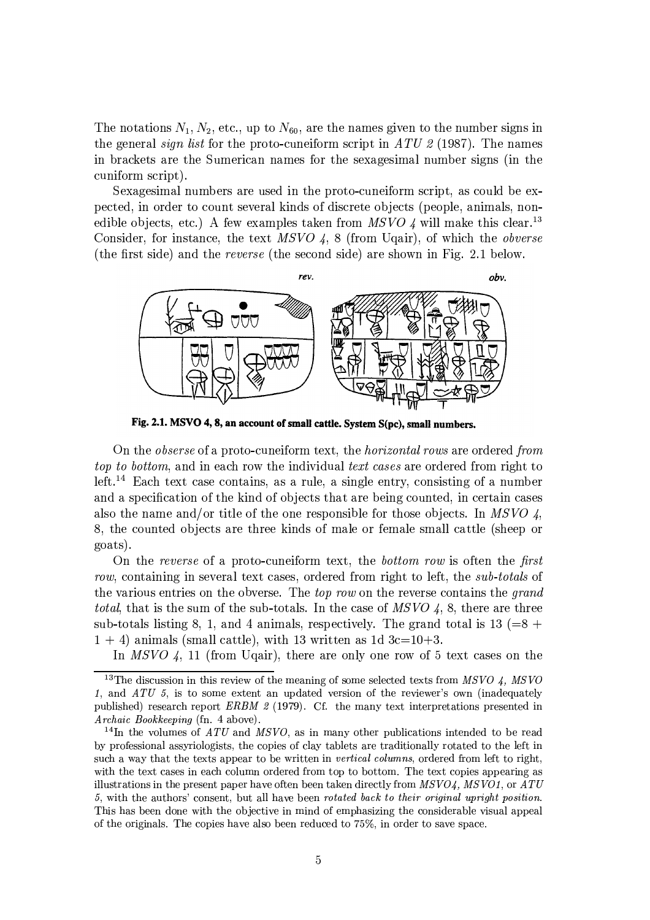The notations $N_1$, $N_2$, etc., up to $N_{60}$, are the names given to the number signs in the general *sign list* for the proto-cuneiform script in *ATU 2* (1987). The names in brackets are the Sumerican names for the sexagesimal number signs (in the cuniform script).

Sexagesimal numbers are used in the proto-cuneiform script, as could be expected, in order to count several kinds of discrete objects (people, animals, non-edible objects, etc.) A few examples taken from *MSVO 4* will make this clear.[13] Consider, for instance, the text *MSVO 4*, 8 (from Uqair), of which the *obverse* (the first side) and the *reverse* (the second side) are shown in Fig. 2.1 below.

**Fig. 2.1. MSVO 4, 8, an account of small cattle. System S(pc), small numbers.**

On the *obserse* of a proto-cuneiform text, the *horizontal rows* are ordered *from top to bottom*, and in each row the individual *text cases* are ordered from right to left.[14] Each text case contains, as a rule, a single entry, consisting of a number and a specification of the kind of objects that are being counted, in certain cases also the name and/or title of the one responsible for those objects. In *MSVO 4*, 8, the counted objects are three kinds of male or female small cattle (sheep or goats).

On the *reverse* of a proto-cuneiform text, the *bottom row* is often the *first row*, containing in several text cases, ordered from right to left, the *sub-totals* of the various entries on the obverse. The *top row* on the reverse contains the *grand total*, that is the sum of the sub-totals. In the case of *MSVO 4*, 8, there are three sub-totals listing 8, 1, and 4 animals, respectively. The grand total is 13 (=8 + 1 + 4) animals (small cattle), with 13 written as 1d 3c=10+3.

In *MSVO 4*, 11 (from Uqair), there are only one row of 5 text cases on the

---

[13] The discussion in this review of the meaning of some selected texts from *MSVO 4*, *MSVO 1*, and *ATU 5*, is to some extent an updated version of the reviewer's own (inadequately published) research report *ERBM 2* (1979). Cf. the many text interpretations presented in *Archaic Bookkeeping* (fn. 4 above).

[14] In the volumes of *ATU* and *MSVO*, as in many other publications intended to be read by professional assyriologists, the copies of clay tablets are traditionally rotated to the left in such a way that the texts appear to be written in *vertical columns*, ordered from left to right, with the text cases in each column ordered from top to bottom. The text copies appearing as illustrations in the present paper have often been taken directly from *MSVO4*, *MSVO1*, or *ATU 5*, with the authors' consent, but all have been *rotated back to their original upright position*. This has been done with the objective in mind of emphasizing the considerable visual appeal of the originals. The copies have also been reduced to 75%, in order to save space.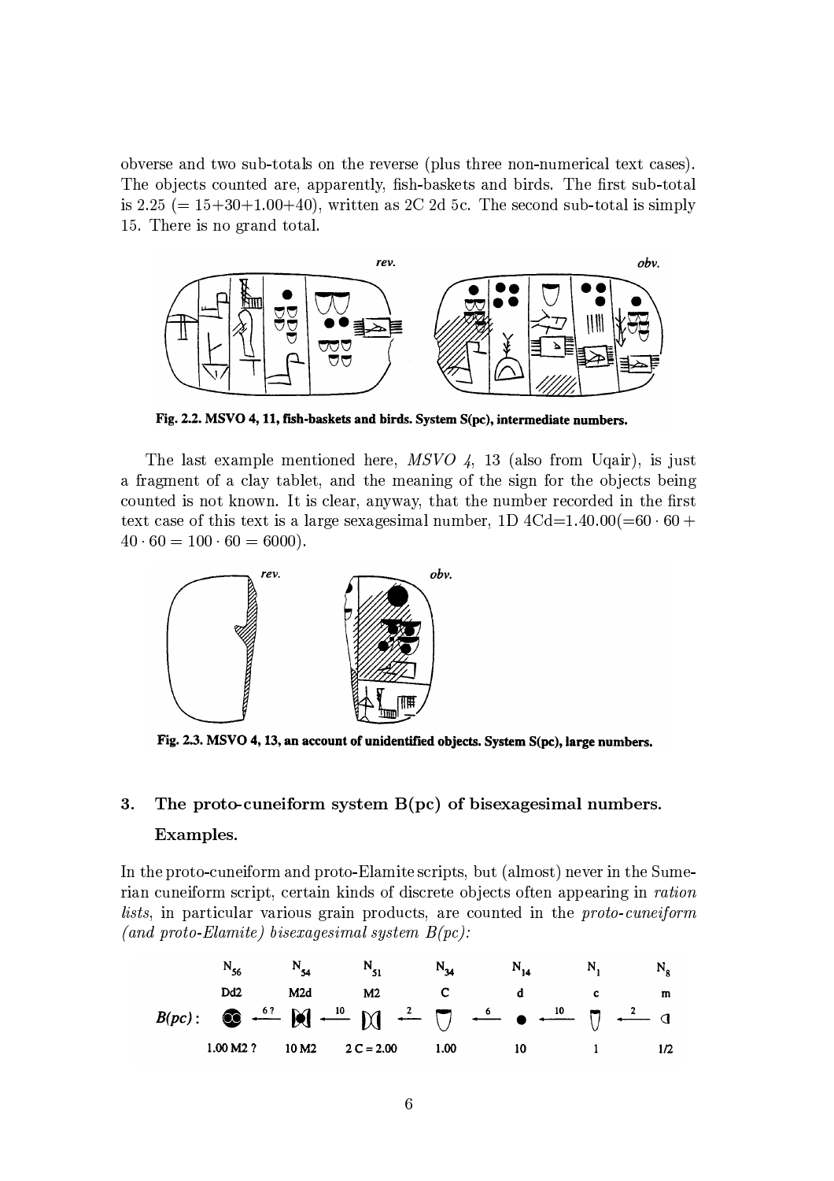obverse and two sub-totals on the reverse (plus three non-numerical text cases). The objects counted are, apparently, fish-baskets and birds. The first sub-total is 2.25 (= 15+30+1.00+40), written as 2C 2d 5c. The second sub-total is simply 15. There is no grand total.

Fig. 2.2. MSVO 4, 11, fish-baskets and birds. System S(pc), intermediate numbers.

The last example mentioned here, *MSVO 4*, 13 (also from Uqair), is just a fragment of a clay tablet, and the meaning of the sign for the objects being counted is not known. It is clear, anyway, that the number recorded in the first text case of this text is a large sexagesimal number, 1D 4Cd=1.40.00($=60 \cdot 60 + 40 \cdot 60 = 100 \cdot 60 = 6000$).

Fig. 2.3. MSVO 4, 13, an account of unidentified objects. System S(pc), large numbers.

## 3. The proto-cuneiform system B(pc) of bisexagesimal numbers. Examples.

In the proto-cuneiform and proto-Elamite scripts, but (almost) never in the Sumerian cuneiform script, certain kinds of discrete objects often appearing in *ration lists*, in particular various grain products, are counted in the *proto-cuneiform (and proto-Elamite) bisexagesimal system B(pc)*:

| | $N_{56}$ | | $N_{54}$ | | $N_{51}$ | | $N_{34}$ | | $N_{14}$ | | $N_1$ | | $N_8$ |
|---|---|---|---|---|---|---|---|---|---|---|---|---|---|
| | Dd2 | | M2d | | M2 | | C | | d | | c | | m |
| *B(pc)*: | | ← 6? | | ← 10 | | ← 2 | | ← 6 | | ← 10 | | ← 2 | |
| | 1.00 M2 ? | | 10 M2 | | 2 C = 2.00 | | 1.00 | | 10 | | 1 | | 1/2 |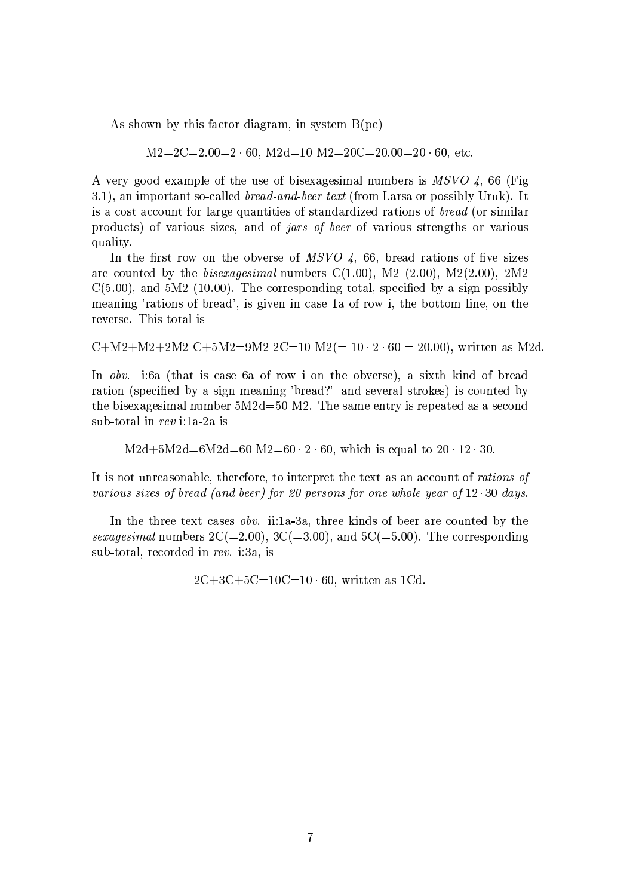As shown by this factor diagram, in system B(pc)

$$\text{M2=2C=2.00}=2\cdot 60,\ \text{M2d=10 M2=20C=20.00}=20\cdot 60,\ \text{etc.}$$

A very good example of the use of bisexagesimal numbers is *MSVO 4*, 66 (Fig 3.1), an important so-called *bread-and-beer text* (from Larsa or possibly Uruk). It is a cost account for large quantities of standardized rations of *bread* (or similar products) of various sizes, and of *jars of beer* of various strengths or various quality.

In the first row on the obverse of *MSVO 4*, 66, bread rations of five sizes are counted by the *bisexagesimal* numbers C(1.00), M2 (2.00), M2(2.00), 2M2 C(5.00), and 5M2 (10.00). The corresponding total, specified by a sign possibly meaning 'rations of bread', is given in case 1a of row i, the bottom line, on the reverse. This total is

C+M2+M2+2M2 C+5M2=9M2 2C=10 M2($=10\cdot 2\cdot 60=20.00$), written as M2d.

In *obv.* i:6a (that is case 6a of row i on the obverse), a sixth kind of bread ration (specified by a sign meaning 'bread?' and several strokes) is counted by the bisexagesimal number 5M2d=50 M2. The same entry is repeated as a second sub-total in *rev* i:1a-2a is

$$\text{M2d+5M2d=6M2d=60 M2}=60\cdot 2\cdot 60,\ \text{which is equal to}\ 20\cdot 12\cdot 30.$$

It is not unreasonable, therefore, to interpret the text as an account of *rations of various sizes of bread (and beer) for 20 persons for one whole year of* $12\cdot 30$ *days*.

In the three text cases *obv.* ii:1a-3a, three kinds of beer are counted by the *sexagesimal* numbers 2C(=2.00), 3C(=3.00), and 5C(=5.00). The corresponding sub-total, recorded in *rev.* i:3a, is

$$\text{2C+3C+5C=10C}=10\cdot 60,\ \text{written as 1Cd.}$$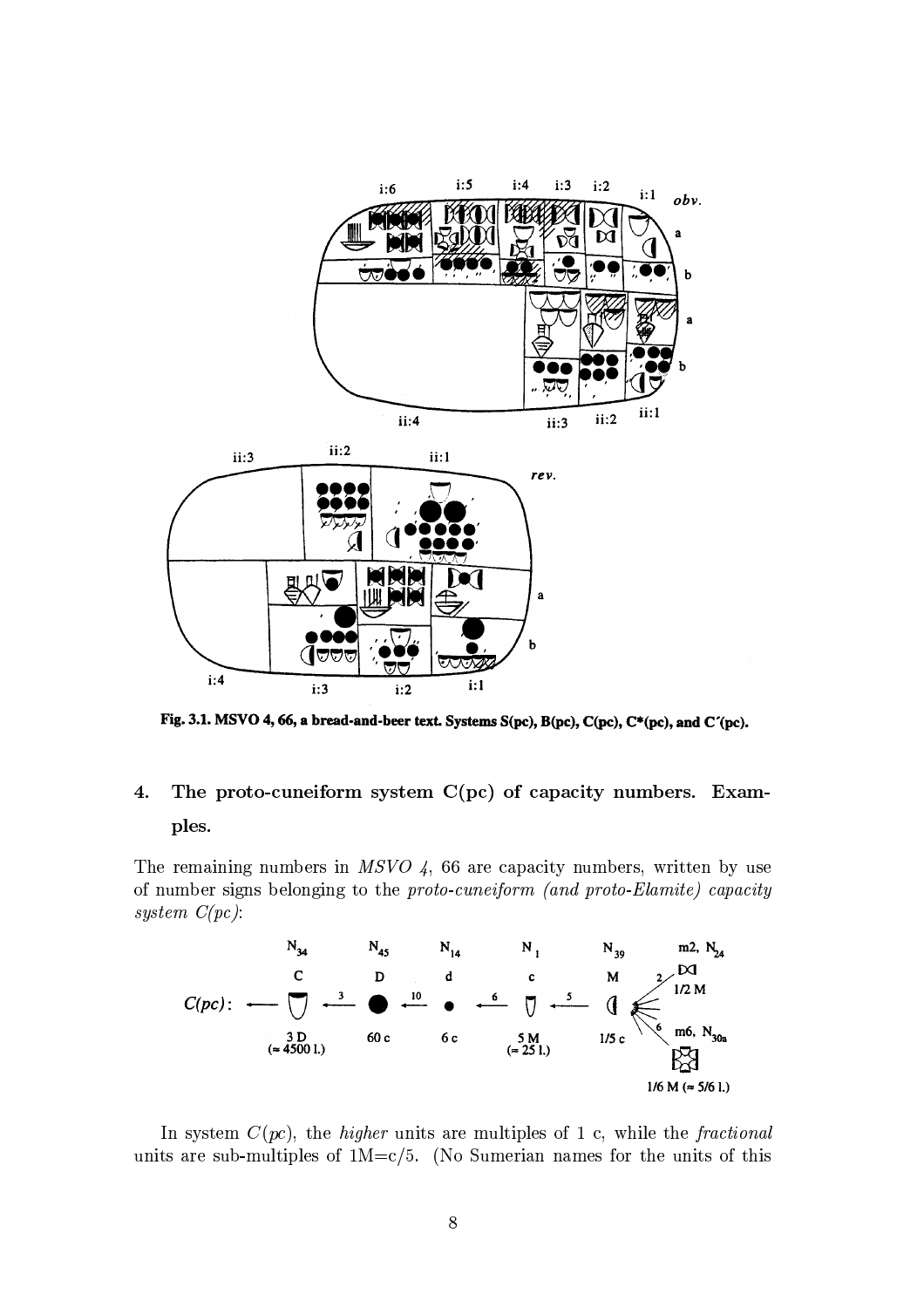Fig. 3.1. MSVO 4, 66, a bread-and-beer text. Systems S(pc), B(pc), C(pc), C*(pc), and C´(pc).

## 4. The proto-cuneiform system C(pc) of capacity numbers. Examples.

The remaining numbers in *MSVO 4*, 66 are capacity numbers, written by use of number signs belonging to the *proto-cuneiform (and proto-Elamite) capacity system C(pc)*:

In system *C(pc)*, the *higher* units are multiples of 1 c, while the *fractional* units are sub-multiples of 1M=c/5. (No Sumerian names for the units of this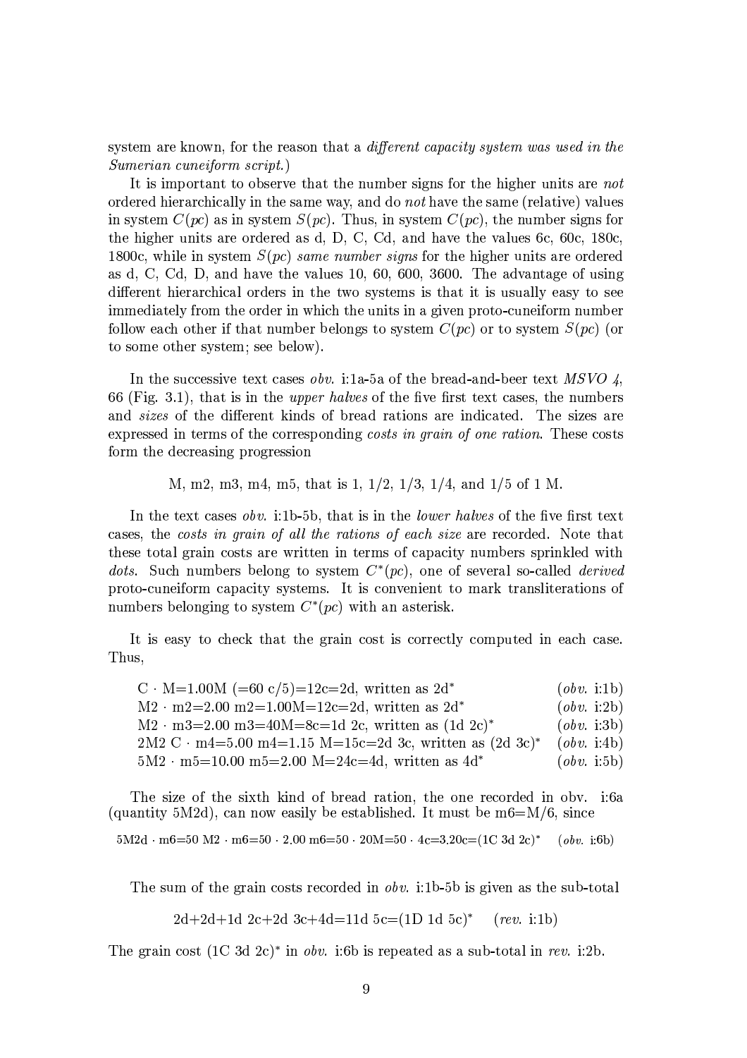system are known, for the reason that a *different capacity system was used in the Sumerian cuneiform script*.)

It is important to observe that the number signs for the higher units are *not* ordered hierarchically in the same way, and do *not* have the same (relative) values in system $C(pc)$ as in system $S(pc)$. Thus, in system $C(pc)$, the number signs for the higher units are ordered as d, D, C, Cd, and have the values 6c, 60c, 180c, 1800c, while in system $S(pc)$ *same number signs* for the higher units are ordered as d, C, Cd, D, and have the values 10, 60, 600, 3600. The advantage of using different hierarchical orders in the two systems is that it is usually easy to see immediately from the order in which the units in a given proto-cuneiform number follow each other if that number belongs to system $C(pc)$ or to system $S(pc)$ (or to some other system; see below).

In the successive text cases *obv.* i:1a-5a of the bread-and-beer text *MSVO 4*, 66 (Fig. 3.1), that is in the *upper halves* of the five first text cases, the numbers and *sizes* of the different kinds of bread rations are indicated. The sizes are expressed in terms of the corresponding *costs in grain of one ration*. These costs form the decreasing progression

M, m2, m3, m4, m5, that is 1, 1/2, 1/3, 1/4, and 1/5 of 1 M.

In the text cases *obv.* i:1b-5b, that is in the *lower halves* of the five first text cases, the *costs in grain of all the rations of each size* are recorded. Note that these total grain costs are written in terms of capacity numbers sprinkled with *dots*. Such numbers belong to system $C^*(pc)$, one of several so-called *derived* proto-cuneiform capacity systems. It is convenient to mark transliterations of numbers belonging to system $C^*(pc)$ with an asterisk.

It is easy to check that the grain cost is correctly computed in each case. Thus,

C · M=1.00M (=60 c/5)=12c=2d, written as 2d* (*obv.* i:1b)
M2 · m2=2.00 m2=1.00M=12c=2d, written as 2d* (*obv.* i:2b)
M2 · m3=2.00 m3=40M=8c=1d 2c, written as (1d 2c)* (*obv.* i:3b)
2M2 C · m4=5.00 m4=1.15 M=15c=2d 3c, written as (2d 3c)* (*obv.* i:4b)
5M2 · m5=10.00 m5=2.00 M=24c=4d, written as 4d* (*obv.* i:5b)

The size of the sixth kind of bread ration, the one recorded in obv. i:6a (quantity 5M2d), can now easily be established. It must be m6=M/6, since

5M2d · m6=50 M2 · m6=50 · 2.00 m6=50 · 20M=50 · 4c=3.20c=(1C 3d 2c)* (*obv.* i:6b)

The sum of the grain costs recorded in *obv.* i:1b-5b is given as the sub-total

2d+2d+1d 2c+2d 3c+4d=11d 5c=(1D 1d 5c)* (*rev.* i:1b)

The grain cost (1C 3d 2c)* in *obv.* i:6b is repeated as a sub-total in *rev.* i:2b.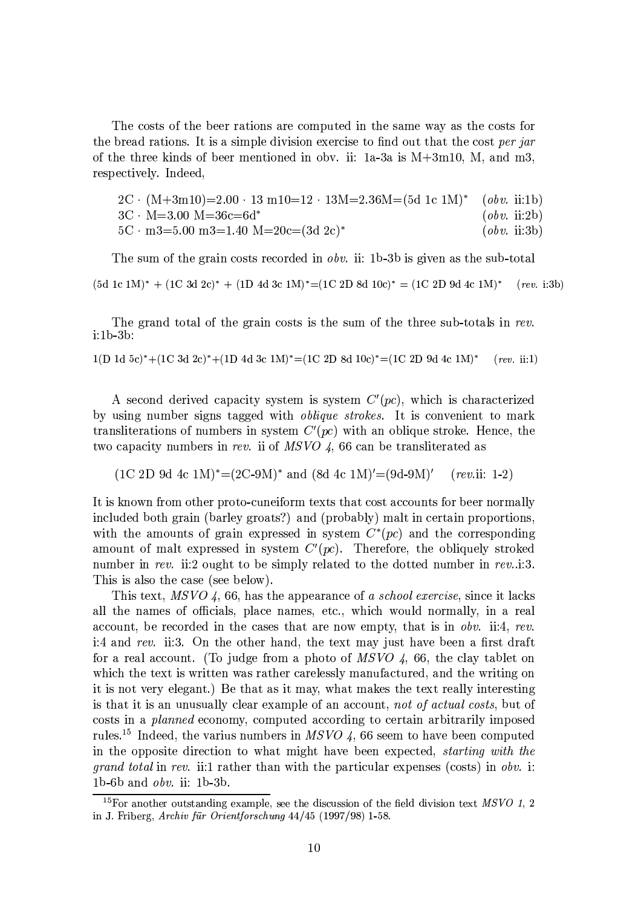The costs of the beer rations are computed in the same way as the costs for the bread rations. It is a simple division exercise to find out that the cost *per jar* of the three kinds of beer mentioned in obv. ii: 1a-3a is M+3m10, M, and m3, respectively. Indeed,

$$2\text{C} \cdot (\text{M+3m10})\text{=2.00} \cdot \text{13 m10=12} \cdot \text{13M=2.36M=(5d 1c 1M)}^* \quad (\textit{obv.}\ \text{ii:1b})$$
$$3\text{C} \cdot \text{M=3.00 M=36c=6d}^* \quad (\textit{obv.}\ \text{ii:2b})$$
$$5\text{C} \cdot \text{m3=5.00 m3=1.40 M=20c=(3d 2c)}^* \quad (\textit{obv.}\ \text{ii:3b})$$

The sum of the grain costs recorded in *obv.* ii: 1b-3b is given as the sub-total

$$\text{(5d 1c 1M)}^* + \text{(1C 3d 2c)}^* + \text{(1D 4d 3c 1M)}^*\text{=(1C 2D 8d 10c)}^* = \text{(1C 2D 9d 4c 1M)}^* \quad (\textit{rev.}\ \text{i:3b})$$

The grand total of the grain costs is the sum of the three sub-totals in *rev.* i:1b-3b:

$$\text{1(D 1d 5c)}^*\text{+(1C 3d 2c)}^*\text{+(1D 4d 3c 1M)}^*\text{=(1C 2D 8d 10c)}^*\text{=(1C 2D 9d 4c 1M)}^* \quad (\textit{rev.}\ \text{ii:1})$$

A second derived capacity system is system $C'(pc)$, which is characterized by using number signs tagged with *oblique strokes*. It is convenient to mark transliterations of numbers in system $C'(pc)$ with an oblique stroke. Hence, the two capacity numbers in *rev.* ii of *MSVO 4*, 66 can be transliterated as

$$\text{(1C 2D 9d 4c 1M)}^*\text{=(2C-9M)}^* \text{ and } \text{(8d 4c 1M)}'\text{=(9d-9M)}' \quad (\textit{rev.}\text{ii: 1-2})$$

It is known from other proto-cuneiform texts that cost accounts for beer normally included both grain (barley groats?) and (probably) malt in certain proportions, with the amounts of grain expressed in system $C^*(pc)$ and the corresponding amount of malt expressed in system $C'(pc)$. Therefore, the obliquely stroked number in *rev.* ii:2 ought to be simply related to the dotted number in *rev.*.i:3. This is also the case (see below).

This text, *MSVO 4*, 66, has the appearance of *a school exercise*, since it lacks all the names of officials, place names, etc., which would normally, in a real account, be recorded in the cases that are now empty, that is in *obv.* ii:4, *rev.* i:4 and *rev.* ii:3. On the other hand, the text may just have been a first draft for a real account. (To judge from a photo of *MSVO 4*, 66, the clay tablet on which the text is written was rather carelessly manufactured, and the writing on it is not very elegant.) Be that as it may, what makes the text really interesting is that it is an unusually clear example of an account, *not of actual costs*, but of costs in a *planned* economy, computed according to certain arbitrarily imposed rules.[15] Indeed, the varius numbers in *MSVO 4*, 66 seem to have been computed in the opposite direction to what might have been expected, *starting with the grand total* in *rev.* ii:1 rather than with the particular expenses (costs) in *obv.* i: 1b-6b and *obv.* ii: 1b-3b.

[15] For another outstanding example, see the discussion of the field division text *MSVO 1*, 2 in J. Friberg, *Archiv für Orientforschung* 44/45 (1997/98) 1-58.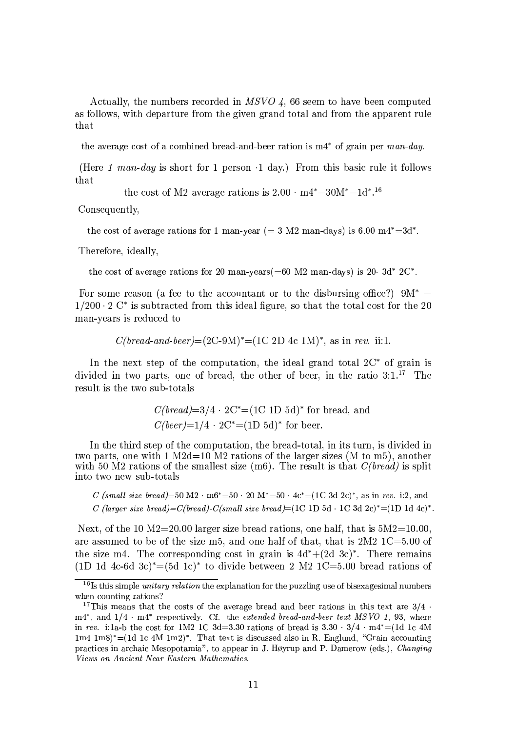Actually, the numbers recorded in *MSVO 4*, 66 seem to have been computed as follows, with departure from the given grand total and from the apparent rule that

the average cost of a combined bread-and-beer ration is m4* of grain per *man-day*.

(Here *1 man-day* is short for 1 person ·1 day.) From this basic rule it follows that

the cost of M2 average rations is 2.00 · m4*=30M*=1d*.[16]

Consequently,

the cost of average rations for 1 man-year (= 3 M2 man-days) is 6.00 m4*=3d*.

Therefore, ideally,

the cost of average rations for 20 man-years(=60 M2 man-days) is 20· 3d* 2C*.

For some reason (a fee to the accountant or to the disbursing office?) 9M* = 1/200 · 2 C* is subtracted from this ideal figure, so that the total cost for the 20 man-years is reduced to

*C(bread-and-beer)*=(2C-9M)*=(1C 2D 4c 1M)*, as in *rev.* ii:1.

In the next step of the computation, the ideal grand total 2C* of grain is divided in two parts, one of bread, the other of beer, in the ratio 3:1.[17] The result is the two sub-totals

*C(bread)*=3/4 · 2C*=(1C 1D 5d)* for bread, and
*C(beer)*=1/4 · 2C*=(1D 5d)* for beer.

In the third step of the computation, the bread-total, in its turn, is divided in two parts, one with 1 M2d=10 M2 rations of the larger sizes (M to m5), another with 50 M2 rations of the smallest size (m6). The result is that *C(bread)* is split into two new sub-totals

*C (small size bread)*=50 M2 · m6*=50 · 20 M*=50 · 4c*=(1C 3d 2c)*, as in *rev.* i:2, and
*C (larger size bread)*=*C(bread)*-*C(small size bread)*=(1C 1D 5d · 1C 3d 2c)*=(1D 1d 4c)*.

Next, of the 10 M2=20.00 larger size bread rations, one half, that is 5M2=10.00, are assumed to be of the size m5, and one half of that, that is 2M2 1C=5.00 of the size m4. The corresponding cost in grain is 4d*+(2d 3c)*. There remains (1D 1d 4c-6d 3c)*=(5d 1c)* to divide between 2 M2 1C=5.00 bread rations of

---

[16] Is this simple *unitary relation* the explanation for the puzzling use of bisexagesimal numbers when counting rations?

[17] This means that the costs of the average bread and beer rations in this text are 3/4 · m4*, and 1/4 · m4* respectively. Cf. the *extended bread-and-beer text MSVO 1*, 93, where in *rev.* i:1a-b the cost for 1M2 1C 3d=3.30 rations of bread is 3.30 · 3/4 · m4*=(1d 1c 4M 1m4 1m8)*=(1d 1c 4M 1m2)*. That text is discussed also in R. Englund, "Grain accounting practices in archaic Mesopotamia", to appear in J. Høyrup and P. Damerow (eds.), *Changing Views on Ancient Near Eastern Mathematics*.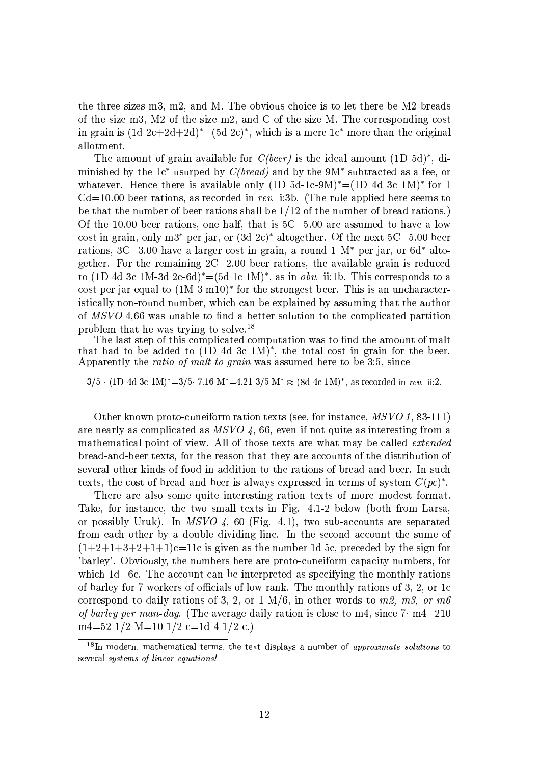the three sizes m3, m2, and M. The obvious choice is to let there be M2 breads of the size m3, M2 of the size m2, and C of the size M. The corresponding cost in grain is (1d 2c+2d+2d)$^*$=(5d 2c)$^*$, which is a mere 1c$^*$ more than the original allotment.

The amount of grain available for *C(beer)* is the ideal amount (1D 5d)$^*$, diminished by the 1c$^*$ usurped by *C(bread)* and by the 9M$^*$ subtracted as a fee, or whatever. Hence there is available only (1D 5d-1c-9M)$^*$=(1D 4d 3c 1M)$^*$ for 1 Cd=10.00 beer rations, as recorded in *rev.* i:3b. (The rule applied here seems to be that the number of beer rations shall be 1/12 of the number of bread rations.) Of the 10.00 beer rations, one half, that is 5C=5.00 are assumed to have a low cost in grain, only m3$^*$ per jar, or (3d 2c)$^*$ altogether. Of the next 5C=5.00 beer rations, 3C=3.00 have a larger cost in grain, a round 1 M$^*$ per jar, or 6d$^*$ altogether. For the remaining 2C=2.00 beer rations, the available grain is reduced to (1D 4d 3c 1M-3d 2c-6d)$^*$=(5d 1c 1M)$^*$, as in *obv.* ii:1b. This corresponds to a cost per jar equal to (1M 3 m10)$^*$ for the strongest beer. This is an uncharacteristically non-round number, which can be explained by assuming that the author of *MSVO* 4,66 was unable to find a better solution to the complicated partition problem that he was trying to solve.[18]

The last step of this complicated computation was to find the amount of malt that had to be added to (1D 4d 3c 1M)$^*$, the total cost in grain for the beer. Apparently the *ratio of malt to grain* was assumed here to be 3:5, since

3/5 $\cdot$ (1D 4d 3c 1M)$^*$=3/5$\cdot$ 7.16 M$^*$=4.21 3/5 M$^*$ $\approx$ (8d 4c 1M)$^*$, as recorded in *rev.* ii:2.

Other known proto-cuneiform ration texts (see, for instance, *MSVO 1*, 83-111) are nearly as complicated as *MSVO 4*, 66, even if not quite as interesting from a mathematical point of view. All of those texts are what may be called *extended* bread-and-beer texts, for the reason that they are accounts of the distribution of several other kinds of food in addition to the rations of bread and beer. In such texts, the cost of bread and beer is always expressed in terms of system $C(pc)^*$.

There are also some quite interesting ration texts of more modest format. Take, for instance, the two small texts in Fig. 4.1-2 below (both from Larsa, or possibly Uruk). In *MSVO 4*, 60 (Fig. 4.1), two sub-accounts are separated from each other by a double dividing line. In the second account the sume of (1+2+1+3+2+1+1)c=11c is given as the number 1d 5c, preceded by the sign for 'barley'. Obviously, the numbers here are proto-cuneiform capacity numbers, for which 1d=6c. The account can be interpreted as specifying the monthly rations of barley for 7 workers of officials of low rank. The monthly rations of 3, 2, or 1c correspond to daily rations of 3, 2, or 1 M/6, in other words to *m2, m3, or m6 of barley per man-day.* (The average daily ration is close to m4, since 7$\cdot$ m4=210 m4=52 1/2 M=10 1/2 c=1d 4 1/2 c.)

---

[18] In modern, mathematical terms, the text displays a number of *approximate solutions* to several *systems of linear equations!*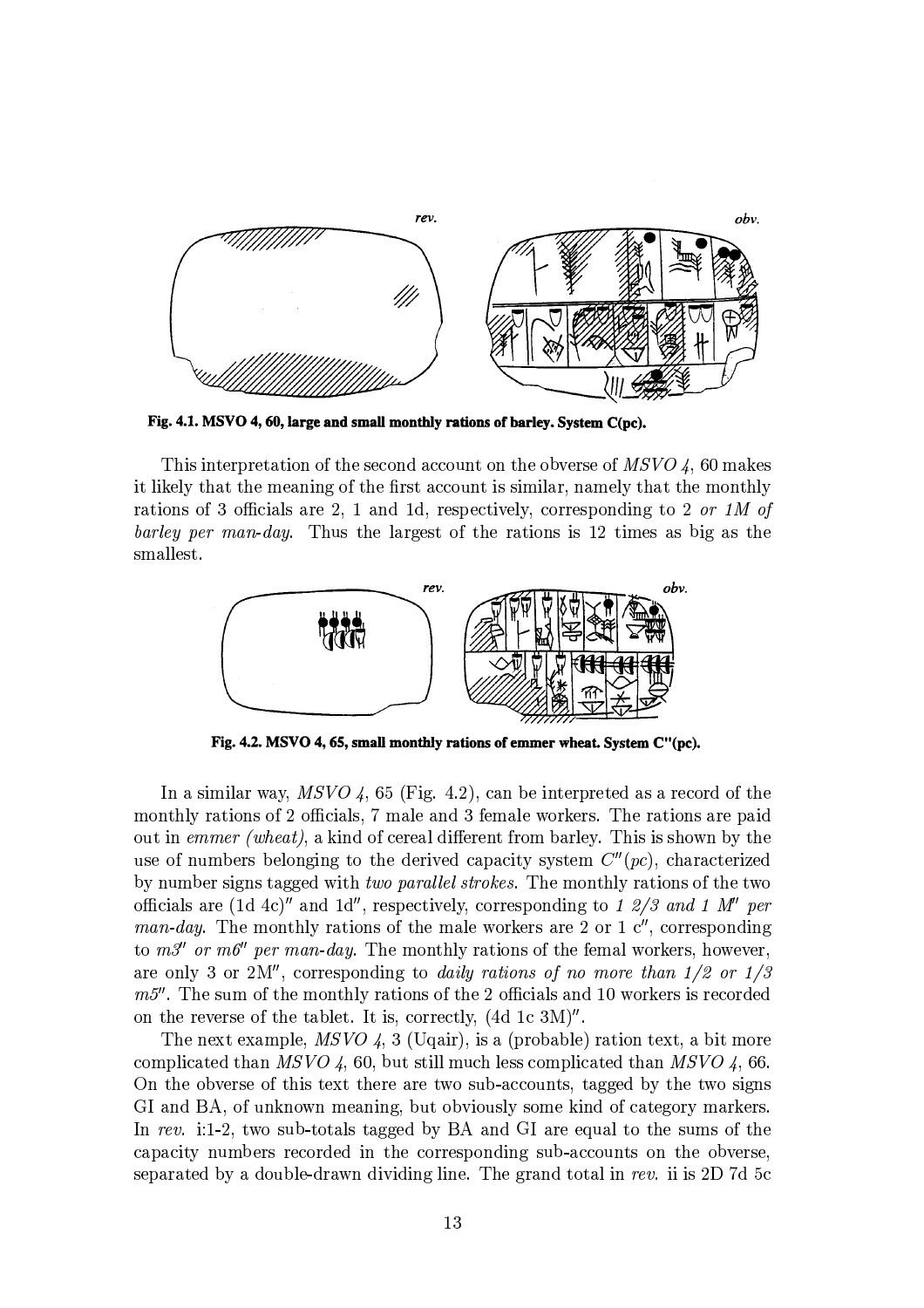Fig. 4.1. MSVO 4, 60, large and small monthly rations of barley. System C(pc).

This interpretation of the second account on the obverse of *MSVO 4*, 60 makes it likely that the meaning of the first account is similar, namely that the monthly rations of 3 officials are 2, 1 and 1d, respectively, corresponding to *2 or 1M of barley per man-day*. Thus the largest of the rations is 12 times as big as the smallest.

Fig. 4.2. MSVO 4, 65, small monthly rations of emmer wheat. System C"(pc).

In a similar way, *MSVO 4*, 65 (Fig. 4.2), can be interpreted as a record of the monthly rations of 2 officials, 7 male and 3 female workers. The rations are paid out in *emmer (wheat)*, a kind of cereal different from barley. This is shown by the use of numbers belonging to the derived capacity system *C"(pc)*, characterized by number signs tagged with *two parallel strokes*. The monthly rations of the two officials are (1d 4c)" and 1d", respectively, corresponding to *1 2/3 and 1 M" per man-day*. The monthly rations of the male workers are 2 or 1 c", corresponding to *m3" or m6" per man-day*. The monthly rations of the femal workers, however, are only 3 or 2M", corresponding to *daily rations of no more than 1/2 or 1/3 m5"*. The sum of the monthly rations of the 2 officials and 10 workers is recorded on the reverse of the tablet. It is, correctly, (4d 1c 3M)".

The next example, *MSVO 4*, 3 (Uqair), is a (probable) ration text, a bit more complicated than *MSVO 4*, 60, but still much less complicated than *MSVO 4*, 66. On the obverse of this text there are two sub-accounts, tagged by the two signs GI and BA, of unknown meaning, but obviously some kind of category markers. In *rev.* i:1-2, two sub-totals tagged by BA and GI are equal to the sums of the capacity numbers recorded in the corresponding sub-accounts on the obverse, separated by a double-drawn dividing line. The grand total in *rev.* ii is 2D 7d 5c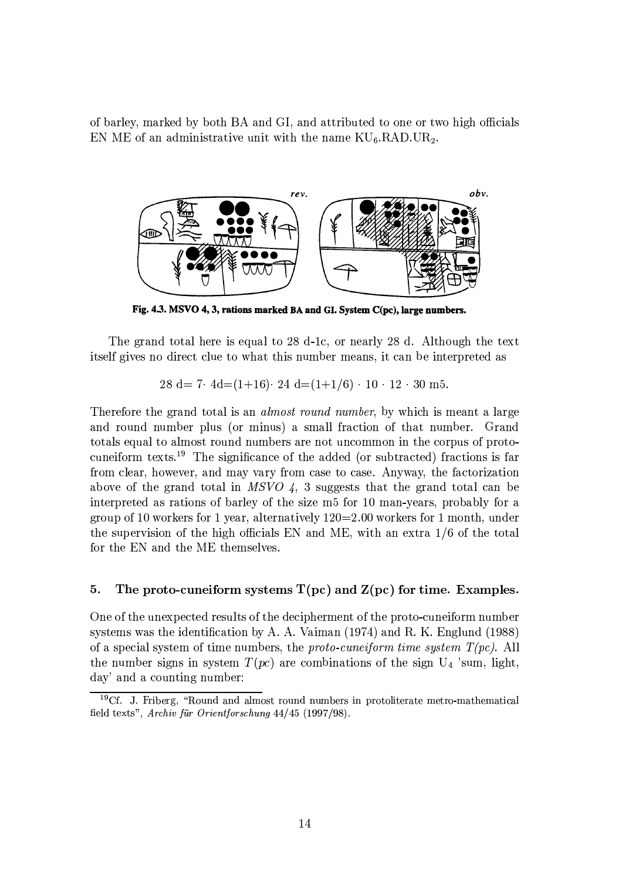of barley, marked by both BA and GI, and attributed to one or two high officials EN ME of an administrative unit with the name $KU_6$.RAD.$UR_2$.

**Fig. 4.3. MSVO 4, 3, rations marked BA and GI. System C(pc), large numbers.**

The grand total here is equal to 28 d-1c, or nearly 28 d. Although the text itself gives no direct clue to what this number means, it can be interpreted as

$$28 \text{ d} = 7 \cdot 4\text{d} = (1+16) \cdot 24 \text{ d} = (1+1/6) \cdot 10 \cdot 12 \cdot 30 \text{ m5}.$$

Therefore the grand total is an *almost round number*, by which is meant a large and round number plus (or minus) a small fraction of that number. Grand totals equal to almost round numbers are not uncommon in the corpus of proto-cuneiform texts.[19] The significance of the added (or subtracted) fractions is far from clear, however, and may vary from case to case. Anyway, the factorization above of the grand total in *MSVO 4*, 3 suggests that the grand total can be interpreted as rations of barley of the size m5 for 10 man-years, probably for a group of 10 workers for 1 year, alternatively 120=2.00 workers for 1 month, under the supervision of the high officials EN and ME, with an extra 1/6 of the total for the EN and the ME themselves.

## 5. The proto-cuneiform systems T(pc) and Z(pc) for time. Examples.

One of the unexpected results of the decipherment of the proto-cuneiform number systems was the identification by A. A. Vaiman (1974) and R. K. Englund (1988) of a special system of time numbers, the *proto-cuneiform time system T(pc)*. All the number signs in system *T(pc)* are combinations of the sign $U_4$ 'sum, light, day' and a counting number:

[19] Cf. J. Friberg, "Round and almost round numbers in protoliterate metro-mathematical field texts", *Archiv für Orientforschung* 44/45 (1997/98).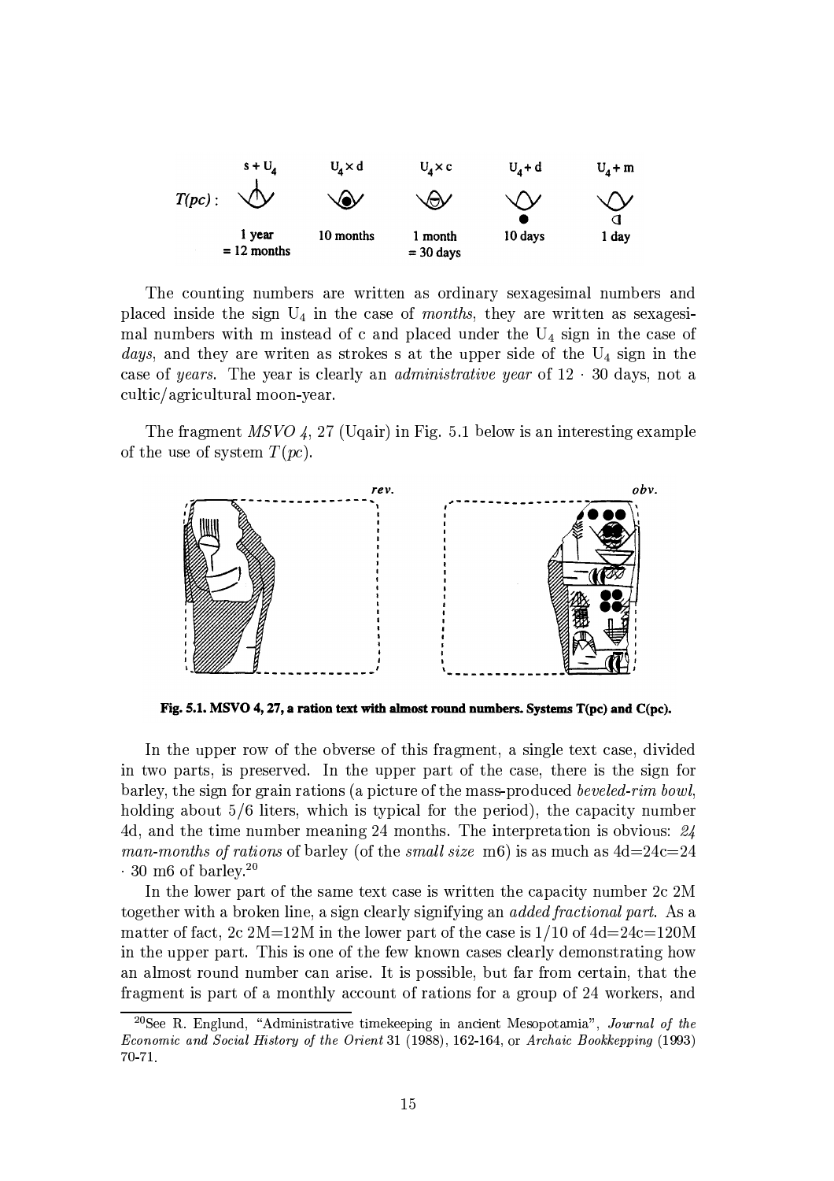*T(pc)*: s + $U_4$ — 1 year = 12 months; $U_4$ × d — 10 months; $U_4$ × c — 1 month = 30 days; $U_4$ + d — 10 days; $U_4$ + m — 1 day

The counting numbers are written as ordinary sexagesimal numbers and placed inside the sign $U_4$ in the case of *months*, they are written as sexagesimal numbers with m instead of c and placed under the $U_4$ sign in the case of *days*, and they are writen as strokes s at the upper side of the $U_4$ sign in the case of *years*. The year is clearly an *administrative year* of $12 \cdot 30$ days, not a cultic/agricultural moon-year.

The fragment *MSVO 4*, 27 (Uqair) in Fig. 5.1 below is an interesting example of the use of system $T(pc)$.

**Fig. 5.1. MSVO 4, 27, a ration text with almost round numbers. Systems T(pc) and C(pc).**

In the upper row of the obverse of this fragment, a single text case, divided in two parts, is preserved. In the upper part of the case, there is the sign for barley, the sign for grain rations (a picture of the mass-produced *beveled-rim bowl*, holding about 5/6 liters, which is typical for the period), the capacity number 4d, and the time number meaning 24 months. The interpretation is obvious: *24 man-months of rations* of barley (of the *small size* m6) is as much as 4d=24c=24 · 30 m6 of barley.[20]

In the lower part of the same text case is written the capacity number 2c 2M together with a broken line, a sign clearly signifying an *added fractional part*. As a matter of fact, 2c 2M=12M in the lower part of the case is 1/10 of 4d=24c=120M in the upper part. This is one of the few known cases clearly demonstrating how an almost round number can arise. It is possible, but far from certain, that the fragment is part of a monthly account of rations for a group of 24 workers, and

[20] See R. Englund, "Administrative timekeeping in ancient Mesopotamia", *Journal of the Economic and Social History of the Orient* 31 (1988), 162-164, or *Archaic Bookkepping* (1993) 70-71.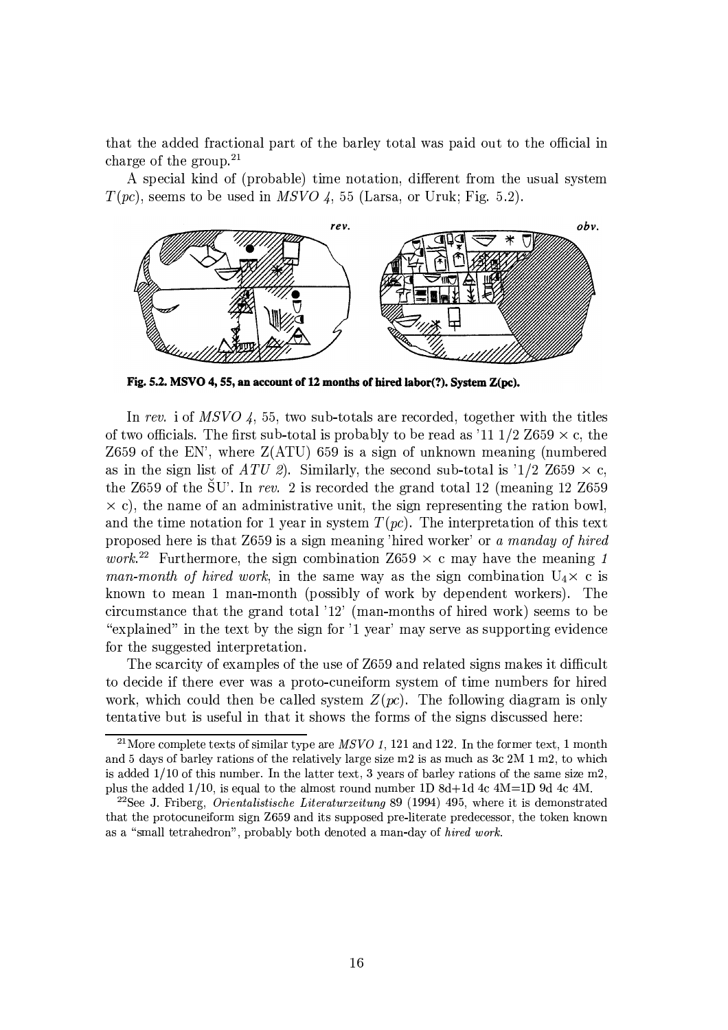that the added fractional part of the barley total was paid out to the official in charge of the group.[21]

A special kind of (probable) time notation, different from the usual system $T(pc)$, seems to be used in *MSVO 4*, 55 (Larsa, or Uruk; Fig. 5.2).

**Fig. 5.2. MSVO 4, 55, an account of 12 months of hired labor(?). System Z(pc).**

In *rev.* i of *MSVO 4*, 55, two sub-totals are recorded, together with the titles of two officials. The first sub-total is probably to be read as '11 1/2 Z659 × c, the Z659 of the EN', where Z(ATU) 659 is a sign of unknown meaning (numbered as in the sign list of *ATU 2*). Similarly, the second sub-total is '1/2 Z659 × c, the Z659 of the ŠU'. In *rev.* 2 is recorded the grand total 12 (meaning 12 Z659 × c), the name of an administrative unit, the sign representing the ration bowl, and the time notation for 1 year in system $T(pc)$. The interpretation of this text proposed here is that Z659 is a sign meaning 'hired worker' or *a manday of hired work*.[22] Furthermore, the sign combination Z659 × c may have the meaning *1 man-month of hired work*, in the same way as the sign combination $U_4$× c is known to mean 1 man-month (possibly of work by dependent workers). The circumstance that the grand total '12' (man-months of hired work) seems to be "explained" in the text by the sign for '1 year' may serve as supporting evidence for the suggested interpretation.

The scarcity of examples of the use of Z659 and related signs makes it difficult to decide if there ever was a proto-cuneiform system of time numbers for hired work, which could then be called system $Z(pc)$. The following diagram is only tentative but is useful in that it shows the forms of the signs discussed here:

---

[21] More complete texts of similar type are *MSVO 1*, 121 and 122. In the former text, 1 month and 5 days of barley rations of the relatively large size m2 is as much as 3c 2M 1 m2, to which is added 1/10 of this number. In the latter text, 3 years of barley rations of the same size m2, plus the added 1/10, is equal to the almost round number 1D 8d+1d 4c 4M=1D 9d 4c 4M.

[22] See J. Friberg, *Orientalistische Literaturzeitung* 89 (1994) 495, where it is demonstrated that the protocuneiform sign Z659 and its supposed pre-literate predecessor, the token known as a "small tetrahedron", probably both denoted a man-day of *hired work*.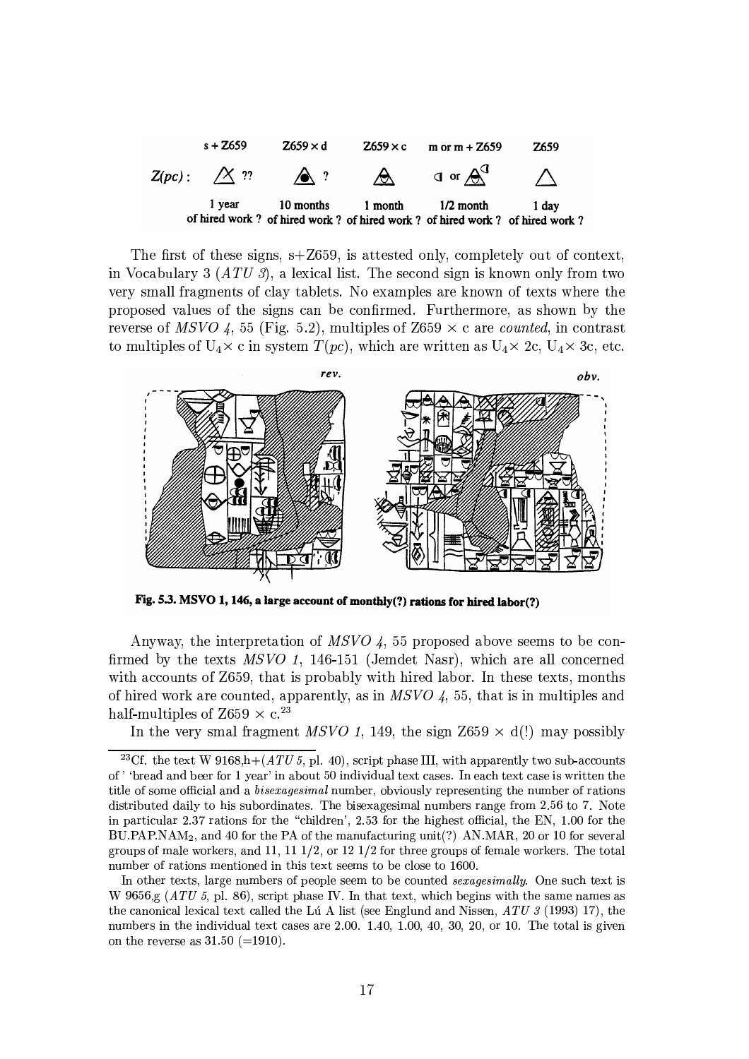| | s + Z659 | Z659 × d | Z659 × c | m or m + Z659 | Z659 |
|---|---|---|---|---|---|
| $Z(pc)$: | ?? | ? | | or | |
| | 1 year of hired work ? | 10 months of hired work ? | 1 month of hired work ? | 1/2 month of hired work ? | 1 day of hired work ? |

The first of these signs, s+Z659, is attested only, completely out of context, in Vocabulary 3 (*ATU 3*), a lexical list. The second sign is known only from two very small fragments of clay tablets. No examples are known of texts where the proposed values of the signs can be confirmed. Furthermore, as shown by the reverse of *MSVO 4*, 55 (Fig. 5.2), multiples of Z659 × c are *counted*, in contrast to multiples of $U_4$× c in system $T(pc)$, which are written as $U_4$× 2c, $U_4$× 3c, etc.

**Fig. 5.3. MSVO 1, 146, a large account of monthly(?) rations for hired labor(?)**

Anyway, the interpretation of *MSVO 4*, 55 proposed above seems to be confirmed by the texts *MSVO 1*, 146-151 (Jemdet Nasr), which are all concerned with accounts of Z659, that is probably with hired labor. In these texts, months of hired work are counted, apparently, as in *MSVO 4*, 55, that is in multiples and half-multiples of Z659 × c.[23]

In the very smal fragment *MSVO 1*, 149, the sign Z659 × d(!) may possibly

[23] Cf. the text W 9168,h+(*ATU 5*, pl. 40), script phase III, with apparently two sub-accounts of ' 'bread and beer for 1 year' in about 50 individual text cases. In each text case is written the title of some official and a *bisexagesimal* number, obviously representing the number of rations distributed daily to his subordinates. The bisexagesimal numbers range from 2.56 to 7. Note in particular 2.37 rations for the "children', 2.53 for the highest official, the EN, 1.00 for the BU.PAP.NAM$_2$, and 40 for the PA of the manufacturing unit(?) AN.MAR, 20 or 10 for several groups of male workers, and 11, 11 1/2, or 12 1/2 for three groups of female workers. The total number of rations mentioned in this text seems to be close to 1600.

In other texts, large numbers of people seem to be counted *sexagesimally*. One such text is W 9656,g (*ATU 5*, pl. 86), script phase IV. In that text, which begins with the same names as the canonical lexical text called the Lú A list (see Englund and Nissen, *ATU 3* (1993) 17), the numbers in the individual text cases are 2.00. 1.40, 1.00, 40, 30, 20, or 10. The total is given on the reverse as 31.50 (=1910).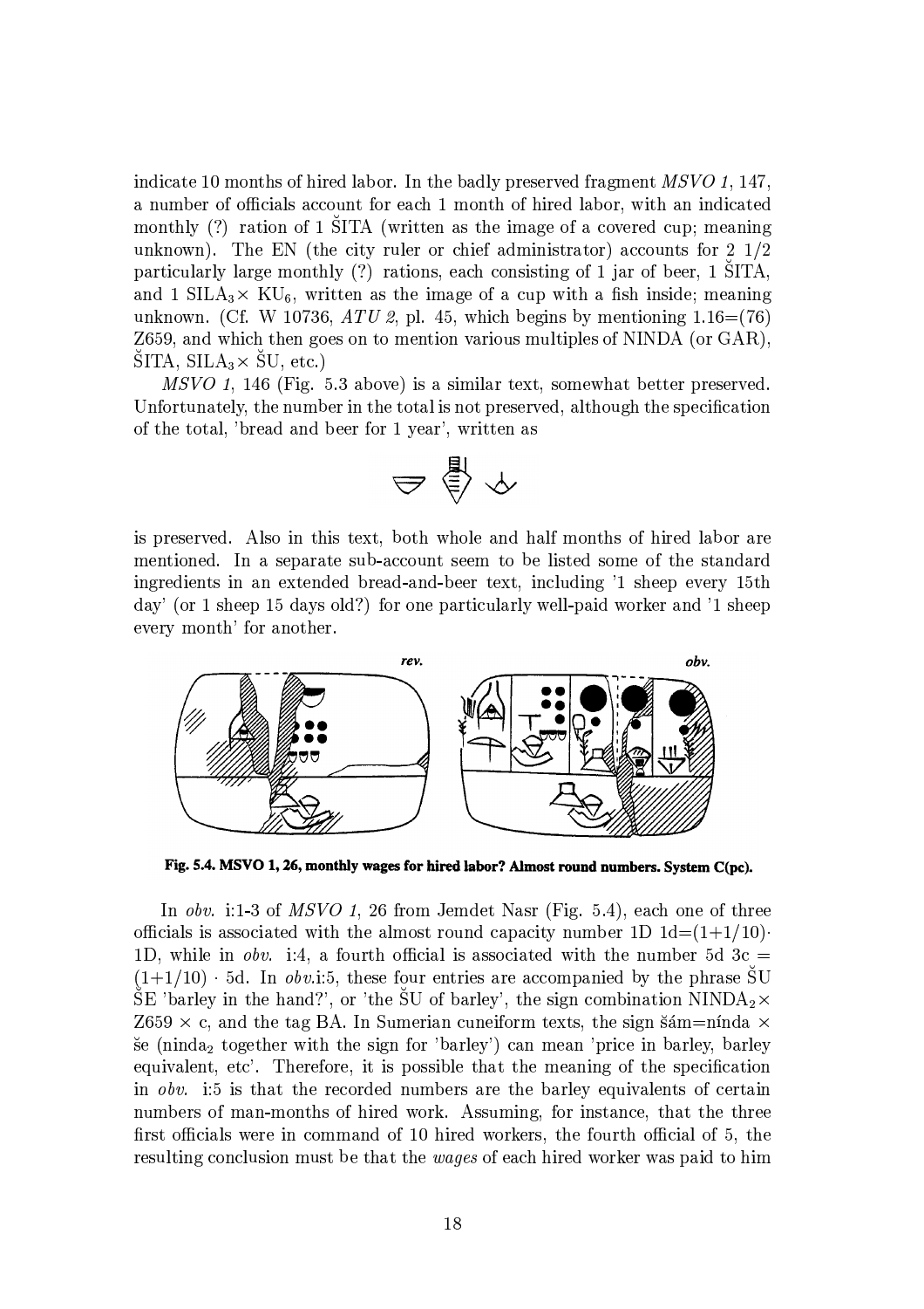indicate 10 months of hired labor. In the badly preserved fragment *MSVO 1*, 147, a number of officials account for each 1 month of hired labor, with an indicated monthly (?) ration of 1 ŠITA (written as the image of a covered cup; meaning unknown). The EN (the city ruler or chief administrator) accounts for 2 1/2 particularly large monthly (?) rations, each consisting of 1 jar of beer, 1 ŠITA, and 1 $\text{SILA}_3\times$ $\text{KU}_6$, written as the image of a cup with a fish inside; meaning unknown. (Cf. W 10736, *ATU 2*, pl. 45, which begins by mentioning 1.16=(76) Z659, and which then goes on to mention various multiples of NINDA (or GAR), ŠITA, $\text{SILA}_3\times$ ŠU, etc.)

*MSVO 1*, 146 (Fig. 5.3 above) is a similar text, somewhat better preserved. Unfortunately, the number in the total is not preserved, although the specification of the total, 'bread and beer for 1 year', written as

is preserved. Also in this text, both whole and half months of hired labor are mentioned. In a separate sub-account seem to be listed some of the standard ingredients in an extended bread-and-beer text, including '1 sheep every 15th day' (or 1 sheep 15 days old?) for one particularly well-paid worker and '1 sheep every month' for another.

**Fig. 5.4. MSVO 1, 26, monthly wages for hired labor? Almost round numbers. System C(pc).**

In *obv.* i:1-3 of *MSVO 1*, 26 from Jemdet Nasr (Fig. 5.4), each one of three officials is associated with the almost round capacity number 1D 1d=$(1+1/10)\cdot$ 1D, while in *obv.* i:4, a fourth official is associated with the number 5d 3c = $(1+1/10)\cdot$ 5d. In *obv.*i:5, these four entries are accompanied by the phrase ŠU ŠE 'barley in the hand?', or 'the ŠU of barley', the sign combination $\text{NINDA}_2\times$ Z659 × c, and the tag BA. In Sumerian cuneiform texts, the sign šám=nínda × še ($\text{ninda}_2$ together with the sign for 'barley') can mean 'price in barley, barley equivalent, etc'. Therefore, it is possible that the meaning of the specification in *obv.* i:5 is that the recorded numbers are the barley equivalents of certain numbers of man-months of hired work. Assuming, for instance, that the three first officials were in command of 10 hired workers, the fourth official of 5, the resulting conclusion must be that the *wages* of each hired worker was paid to him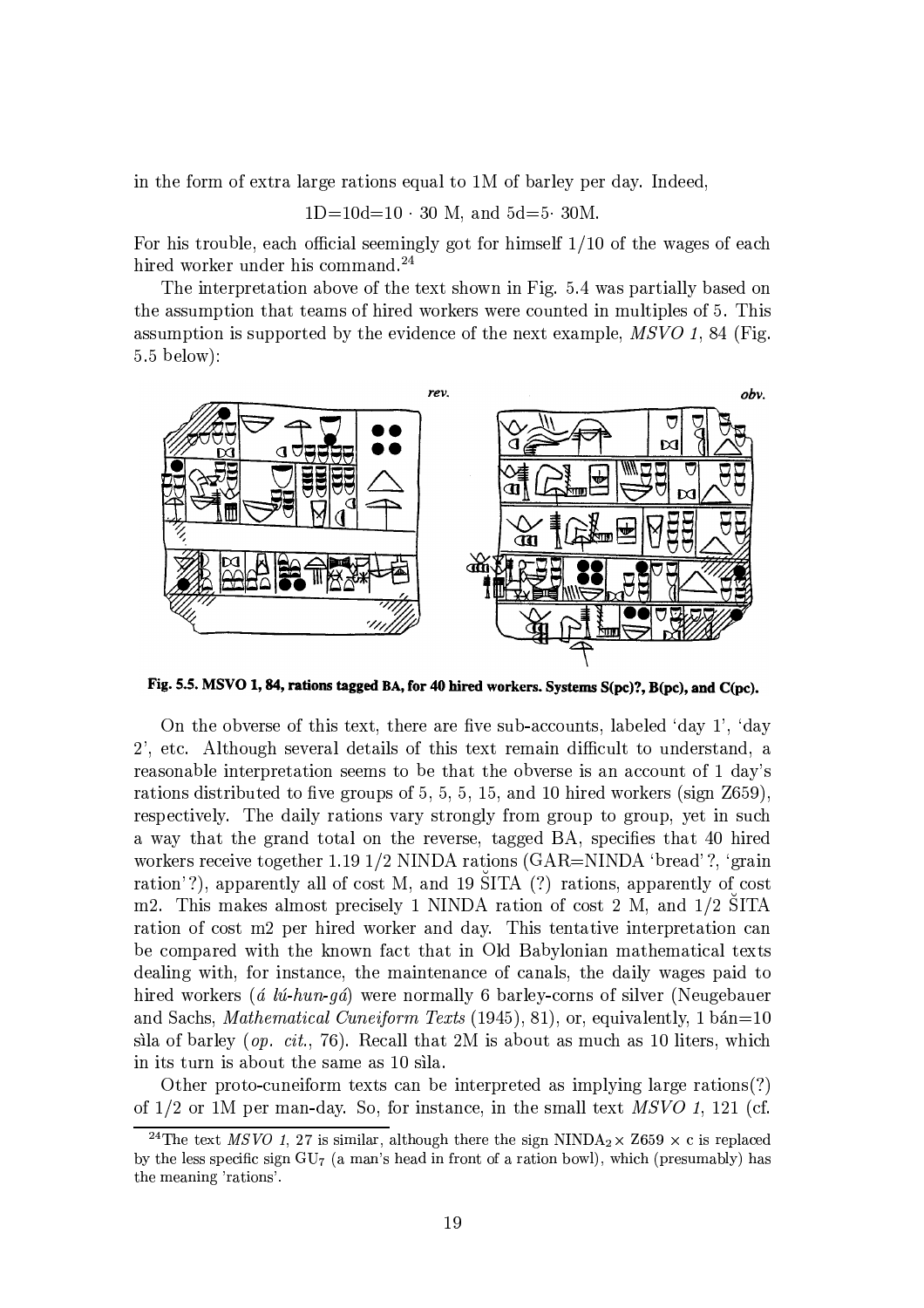in the form of extra large rations equal to 1M of barley per day. Indeed,

$$1\text{D}=10\text{d}=10 \cdot 30 \text{ M, and } 5\text{d}=5 \cdot 30\text{M}.$$

For his trouble, each official seemingly got for himself 1/10 of the wages of each hired worker under his command.[24]

The interpretation above of the text shown in Fig. 5.4 was partially based on the assumption that teams of hired workers were counted in multiples of 5. This assumption is supported by the evidence of the next example, *MSVO 1*, 84 (Fig. 5.5 below):

**Fig. 5.5. MSVO 1, 84, rations tagged BA, for 40 hired workers. Systems S(pc)?, B(pc), and C(pc).**

On the obverse of this text, there are five sub-accounts, labeled 'day 1', 'day 2', etc. Although several details of this text remain difficult to understand, a reasonable interpretation seems to be that the obverse is an account of 1 day's rations distributed to five groups of 5, 5, 5, 15, and 10 hired workers (sign Z659), respectively. The daily rations vary strongly from group to group, yet in such a way that the grand total on the reverse, tagged BA, specifies that 40 hired workers receive together 1.19 1/2 NINDA rations (GAR=NINDA 'bread'?, 'grain ration'?), apparently all of cost M, and 19 ŠITA (?) rations, apparently of cost m2. This makes almost precisely 1 NINDA ration of cost 2 M, and 1/2 ŠITA ration of cost m2 per hired worker and day. This tentative interpretation can be compared with the known fact that in Old Babylonian mathematical texts dealing with, for instance, the maintenance of canals, the daily wages paid to hired workers (*á lú-hun-gá*) were normally 6 barley-corns of silver (Neugebauer and Sachs, *Mathematical Cuneiform Texts* (1945), 81), or, equivalently, 1 bán=10 sìla of barley (*op. cit.*, 76). Recall that 2M is about as much as 10 liters, which in its turn is about the same as 10 sìla.

Other proto-cuneiform texts can be interpreted as implying large rations(?) of 1/2 or 1M per man-day. So, for instance, in the small text *MSVO 1*, 121 (cf.

[24] The text *MSVO 1*, 27 is similar, although there the sign $\text{NINDA}_2 \times \text{Z659} \times \text{c}$ is replaced by the less specific sign $\text{GU}_7$ (a man's head in front of a ration bowl), which (presumably) has the meaning 'rations'.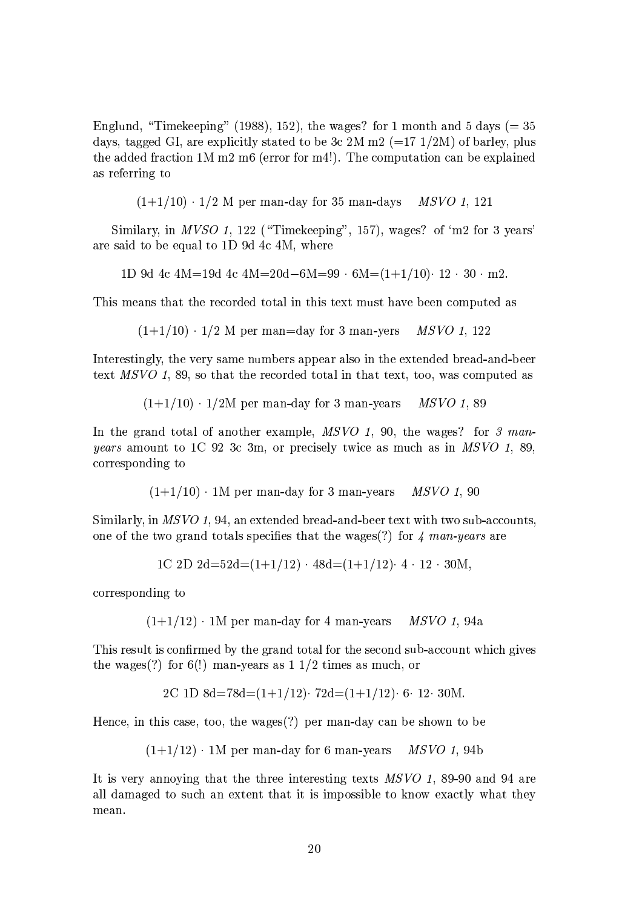Englund, "Timekeeping" (1988), 152), the wages? for 1 month and 5 days (= 35 days, tagged GI, are explicitly stated to be 3c 2M m2 (=17 1/2M) of barley, plus the added fraction 1M m2 m6 (error for m4!). The computation can be explained as referring to

$(1+1/10) \cdot 1/2$ M per man-day for 35 man-days *MSVO 1*, 121

Similary, in *MVSO 1*, 122 ("Timekeeping", 157), wages? of 'm2 for 3 years' are said to be equal to 1D 9d 4c 4M, where

1D 9d 4c 4M=19d 4c 4M=20d−6M=99 · 6M=$(1+1/10) \cdot 12 \cdot 30 \cdot$ m2.

This means that the recorded total in this text must have been computed as

$(1+1/10) \cdot 1/2$ M per man=day for 3 man-yers *MSVO 1*, 122

Interestingly, the very same numbers appear also in the extended bread-and-beer text *MSVO 1*, 89, so that the recorded total in that text, too, was computed as

$(1+1/10) \cdot 1/2$M per man-day for 3 man-years *MSVO 1*, 89

In the grand total of another example, *MSVO 1*, 90, the wages? for *3 man-years* amount to 1C 92 3c 3m, or precisely twice as much as in *MSVO 1*, 89, corresponding to

$(1+1/10) \cdot 1$M per man-day for 3 man-years *MSVO 1*, 90

Similarly, in *MSVO 1*, 94, an extended bread-and-beer text with two sub-accounts, one of the two grand totals specifies that the wages(?) for *4 man-years* are

1C 2D 2d=52d=$(1+1/12) \cdot 48$d=$(1+1/12) \cdot 4 \cdot 12 \cdot 30$M,

corresponding to

$(1+1/12) \cdot 1$M per man-day for 4 man-years *MSVO 1*, 94a

This result is confirmed by the grand total for the second sub-account which gives the wages(?) for 6(!) man-years as 1 1/2 times as much, or

2C 1D 8d=78d=$(1+1/12) \cdot 72$d=$(1+1/12) \cdot 6 \cdot 12 \cdot 30$M.

Hence, in this case, too, the wages(?) per man-day can be shown to be

$(1+1/12) \cdot 1$M per man-day for 6 man-years *MSVO 1*, 94b

It is very annoying that the three interesting texts *MSVO 1*, 89-90 and 94 are all damaged to such an extent that it is impossible to know exactly what they mean.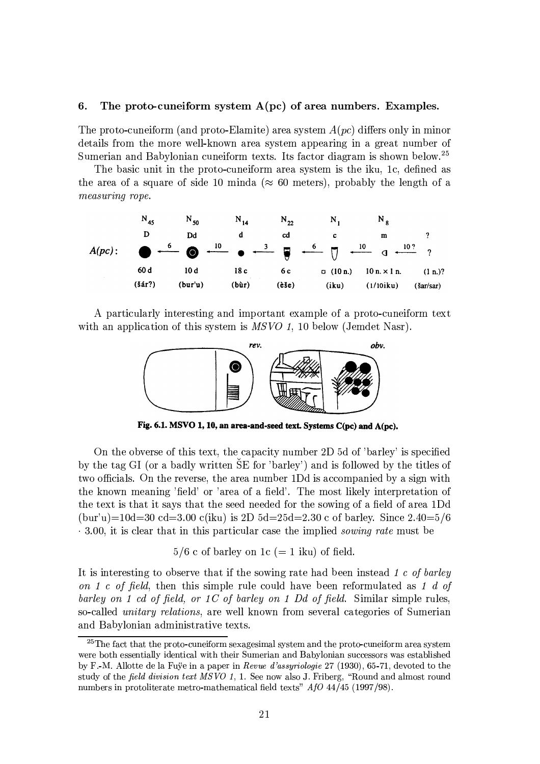## 6. The proto-cuneiform system A(pc) of area numbers. Examples.

The proto-cuneiform (and proto-Elamite) area system $A(pc)$ differs only in minor details from the more well-known area system appearing in a great number of Sumerian and Babylonian cuneiform texts. Its factor diagram is shown below.[25]

The basic unit in the proto-cuneiform area system is the iku, 1c, defined as the area of a square of side 10 minda ($\approx$ 60 meters), probably the length of a *measuring rope*.

| | $N_{45}$ | | $N_{50}$ | | $N_{14}$ | | $N_{22}$ | | $N_1$ | | $N_8$ | | ? |
|---|---|---|---|---|---|---|---|---|---|---|---|---|---|
| | D | | Dd | | d | | cd | | c | | m | | ? |
| $A(pc)$: | | ← 6 | | ← 10 | | ← 3 | | ← 6 | | ← 10 | | ← 10 ? | ? |
| | 60 d | | 10 d | | 18 c | | 6 c | | □ (10 n.) | | 10 n. × 1 n. | | (1 n.)? |
| | (šár?) | | (bur'u) | | (bùr) | | (èše) | | (iku) | | (1/10iku) | | (šar/sar) |

A particularly interesting and important example of a proto-cuneiform text with an application of this system is *MSVO 1*, 10 below (Jemdet Nasr).

**Fig. 6.1. MSVO 1, 10, an area-and-seed text. Systems C(pc) and A(pc).**

On the obverse of this text, the capacity number 2D 5d of 'barley' is specified by the tag GI (or a badly written ŠE for 'barley') and is followed by the titles of two officials. On the reverse, the area number 1Dd is accompanied by a sign with the known meaning 'field' or 'area of a field'. The most likely interpretation of the text is that it says that the seed needed for the sowing of a field of area 1Dd (bur'u)=10d=30 cd=3.00 c(iku) is 2D 5d=25d=2.30 c of barley. Since 2.40=5/6 · 3.00, it is clear that in this particular case the implied *sowing rate* must be

5/6 c of barley on 1c (= 1 iku) of field.

It is interesting to observe that if the sowing rate had been instead *1 c of barley on 1 c of field*, then this simple rule could have been reformulated as *1 d of barley on 1 cd of field, or 1C of barley on 1 Dd of field.* Similar simple rules, so-called *unitary relations*, are well known from several categories of Sumerian and Babylonian administrative texts.

---

[25] The fact that the proto-cuneiform sexagesimal system and the proto-cuneiform area system were both essentially identical with their Sumerian and Babylonian successors was established by F.-M. Allotte de la Fuÿe in a paper in *Revue d'assyriologie* 27 (1930), 65-71, devoted to the study of the *field division text MSVO 1*, 1. See now also J. Friberg, "Round and almost round numbers in protoliterate metro-mathematical field texts" *AfO* 44/45 (1997/98).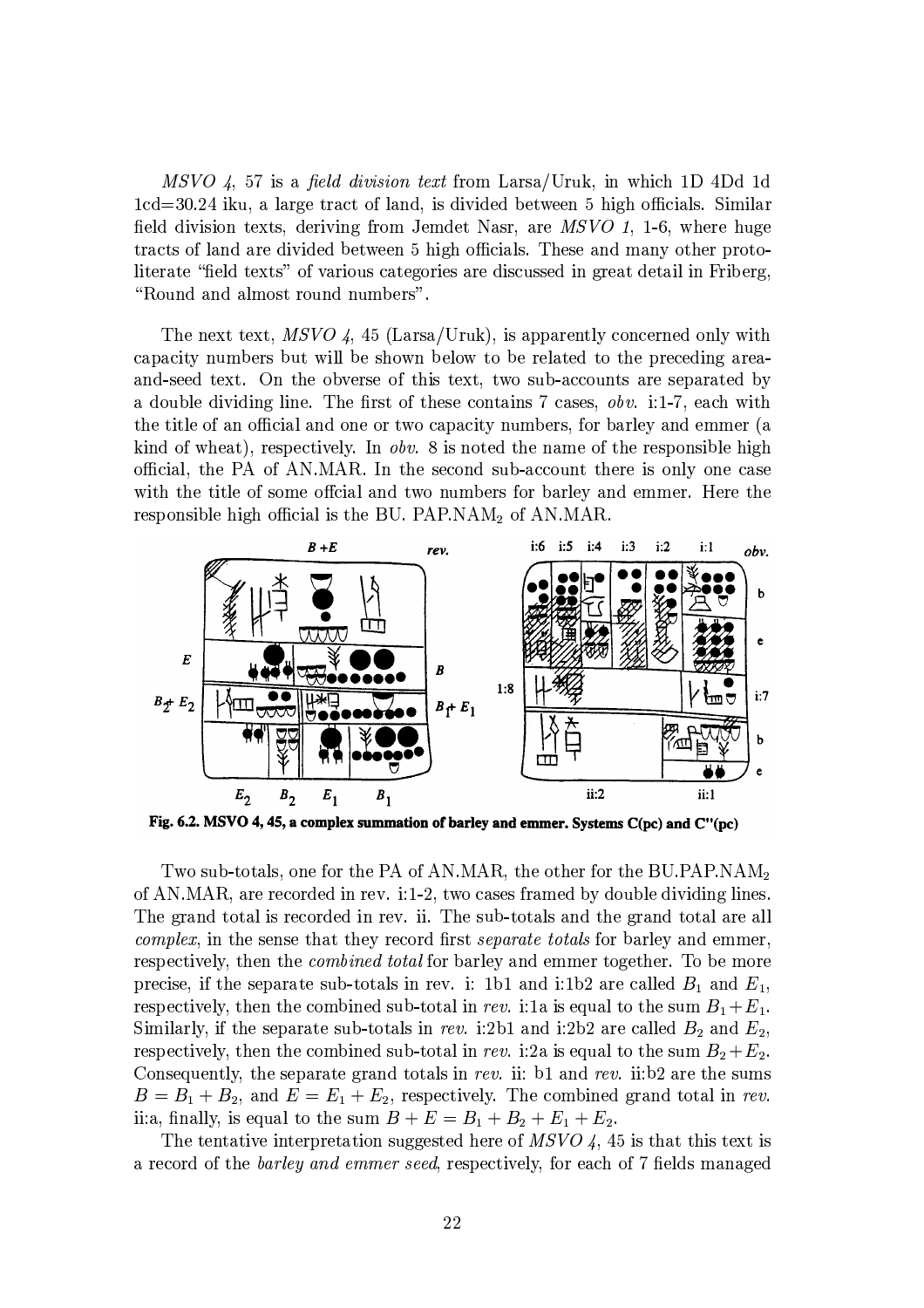*MSVO 4*, 57 is a *field division text* from Larsa/Uruk, in which 1D 4Dd 1d 1cd=30.24 iku, a large tract of land, is divided between 5 high officials. Similar field division texts, deriving from Jemdet Nasr, are *MSVO 1*, 1-6, where huge tracts of land are divided between 5 high officials. These and many other proto-literate "field texts" of various categories are discussed in great detail in Friberg, "Round and almost round numbers".

The next text, *MSVO 4*, 45 (Larsa/Uruk), is apparently concerned only with capacity numbers but will be shown below to be related to the preceding area-and-seed text. On the obverse of this text, two sub-accounts are separated by a double dividing line. The first of these contains 7 cases, *obv.* i:1-7, each with the title of an official and one or two capacity numbers, for barley and emmer (a kind of wheat), respectively. In *obv.* 8 is noted the name of the responsible high official, the PA of AN.MAR. In the second sub-account there is only one case with the title of some offcial and two numbers for barley and emmer. Here the responsible high official is the BU. PAP.NAM$_2$ of AN.MAR.

**Fig. 6.2. MSVO 4, 45, a complex summation of barley and emmer. Systems C(pc) and C''(pc)**

Two sub-totals, one for the PA of AN.MAR, the other for the BU.PAP.NAM$_2$ of AN.MAR, are recorded in rev. i:1-2, two cases framed by double dividing lines. The grand total is recorded in rev. ii. The sub-totals and the grand total are all *complex*, in the sense that they record first *separate totals* for barley and emmer, respectively, then the *combined total* for barley and emmer together. To be more precise, if the separate sub-totals in rev. i: 1b1 and i:1b2 are called $B_1$ and $E_1$, respectively, then the combined sub-total in *rev.* i:1a is equal to the sum $B_1 + E_1$. Similarly, if the separate sub-totals in *rev.* i:2b1 and i:2b2 are called $B_2$ and $E_2$, respectively, then the combined sub-total in *rev.* i:2a is equal to the sum $B_2 + E_2$. Consequently, the separate grand totals in *rev.* ii: b1 and *rev.* ii:b2 are the sums $B = B_1 + B_2$, and $E = E_1 + E_2$, respectively. The combined grand total in *rev.* ii:a, finally, is equal to the sum $B + E = B_1 + B_2 + E_1 + E_2$.

The tentative interpretation suggested here of *MSVO 4*, 45 is that this text is a record of the *barley and emmer seed*, respectively, for each of 7 fields managed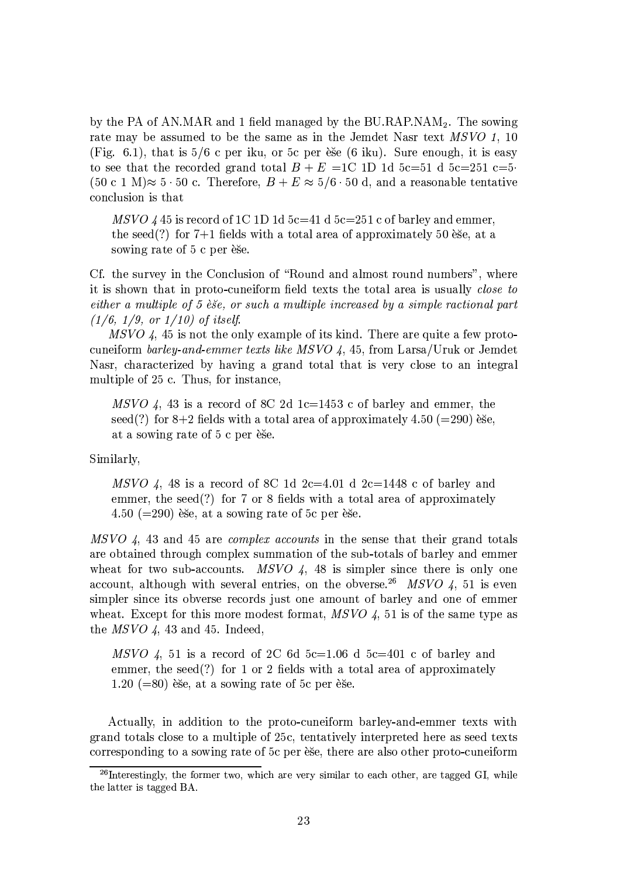by the PA of AN.MAR and 1 field managed by the BU.RAP.NAM$_2$. The sowing rate may be assumed to be the same as in the Jemdet Nasr text *MSVO 1*, 10 (Fig. 6.1), that is 5/6 c per iku, or 5c per èše (6 iku). Sure enough, it is easy to see that the recorded grand total $B + E$ =1C 1D 1d 5c=51 d 5c=251 c=5$\cdot$ (50 c 1 M)$\approx 5 \cdot 50$ c. Therefore, $B + E \approx 5/6 \cdot 50$ d, and a reasonable tentative conclusion is that

> *MSVO 4* 45 is record of 1C 1D 1d 5c=41 d 5c=251 c of barley and emmer, the seed(?) for 7+1 fields with a total area of approximately 50 èše, at a sowing rate of 5 c per èše.

Cf. the survey in the Conclusion of "Round and almost round numbers", where it is shown that in proto-cuneiform field texts the total area is usually *close to either a multiple of 5 èše, or such a multiple increased by a simple ractional part (1/6, 1/9, or 1/10) of itself.*

*MSVO 4*, 45 is not the only example of its kind. There are quite a few proto-cuneiform *barley-and-emmer texts like MSVO 4*, 45, from Larsa/Uruk or Jemdet Nasr, characterized by having a grand total that is very close to an integral multiple of 25 c. Thus, for instance,

> *MSVO 4*, 43 is a record of 8C 2d 1c=1453 c of barley and emmer, the seed(?) for 8+2 fields with a total area of approximately 4.50 (=290) èše, at a sowing rate of 5 c per èše.

Similarly,

> *MSVO 4*, 48 is a record of 8C 1d 2c=4.01 d 2c=1448 c of barley and emmer, the seed(?) for 7 or 8 fields with a total area of approximately 4.50 (=290) èše, at a sowing rate of 5c per èše.

*MSVO 4*, 43 and 45 are *complex accounts* in the sense that their grand totals are obtained through complex summation of the sub-totals of barley and emmer wheat for two sub-accounts. *MSVO 4*, 48 is simpler since there is only one account, although with several entries, on the obverse.[26] *MSVO 4*, 51 is even simpler since its obverse records just one amount of barley and one of emmer wheat. Except for this more modest format, *MSVO 4*, 51 is of the same type as the *MSVO 4*, 43 and 45. Indeed,

> *MSVO 4*, 51 is a record of 2C 6d 5c=1.06 d 5c=401 c of barley and emmer, the seed(?) for 1 or 2 fields with a total area of approximately 1.20 (=80) èše, at a sowing rate of 5c per èše.

Actually, in addition to the proto-cuneiform barley-and-emmer texts with grand totals close to a multiple of 25c, tentatively interpreted here as seed texts corresponding to a sowing rate of 5c per èše, there are also other proto-cuneiform

[26] Interestingly, the former two, which are very similar to each other, are tagged GI, while the latter is tagged BA.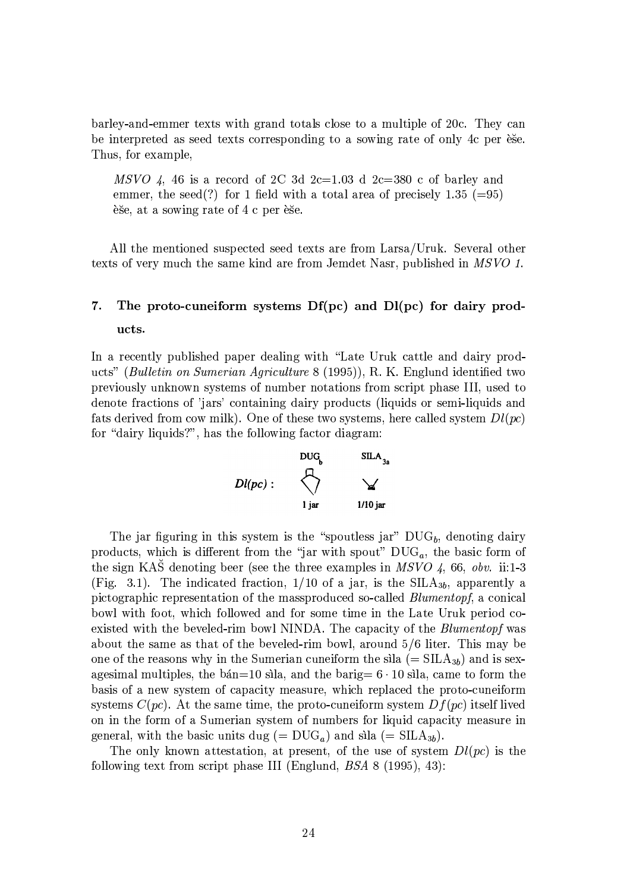barley-and-emmer texts with grand totals close to a multiple of 20c. They can be interpreted as seed texts corresponding to a sowing rate of only 4c per èše. Thus, for example,

> *MSVO 4*, 46 is a record of 2C 3d 2c=1.03 d 2c=380 c of barley and emmer, the seed(?) for 1 field with a total area of precisely 1.35 (=95) èše, at a sowing rate of 4 c per èše.

All the mentioned suspected seed texts are from Larsa/Uruk. Several other texts of very much the same kind are from Jemdet Nasr, published in *MSVO 1*.

## 7. The proto-cuneiform systems Df(pc) and Dl(pc) for dairy products.

In a recently published paper dealing with "Late Uruk cattle and dairy products" (*Bulletin on Sumerian Agriculture* 8 (1995)), R. K. Englund identified two previously unknown systems of number notations from script phase III, used to denote fractions of 'jars' containing dairy products (liquids or semi-liquids and fats derived from cow milk). One of these two systems, here called system $Dl(pc)$ for "dairy liquids?", has the following factor diagram:

| | $DUG_b$ | $SILA_{3a}$ |
|---|---|---|
| *Dl(pc)* : | 1 jar | 1/10 jar |

The jar figuring in this system is the "spoutless jar" $DUG_b$, denoting dairy products, which is different from the "jar with spout" $DUG_a$, the basic form of the sign KAŠ denoting beer (see the three examples in *MSVO 4*, 66, *obv.* ii:1-3 (Fig. 3.1). The indicated fraction, 1/10 of a jar, is the $SILA_{3b}$, apparently a pictographic representation of the massproduced so-called *Blumentopf*, a conical bowl with foot, which followed and for some time in the Late Uruk period co-existed with the beveled-rim bowl NINDA. The capacity of the *Blumentopf* was about the same as that of the beveled-rim bowl, around 5/6 liter. This may be one of the reasons why in the Sumerian cuneiform the sìla (= $SILA_{3b}$) and is sexagesimal multiples, the bán=10 sìla, and the barig= $6 \cdot 10$ sìla, came to form the basis of a new system of capacity measure, which replaced the proto-cuneiform systems $C(pc)$. At the same time, the proto-cuneiform system $Df(pc)$ itself lived on in the form of a Sumerian system of numbers for liquid capacity measure in general, with the basic units dug (= $DUG_a$) and sìla (= $SILA_{3b}$).

The only known attestation, at present, of the use of system $Dl(pc)$ is the following text from script phase III (Englund, *BSA* 8 (1995), 43):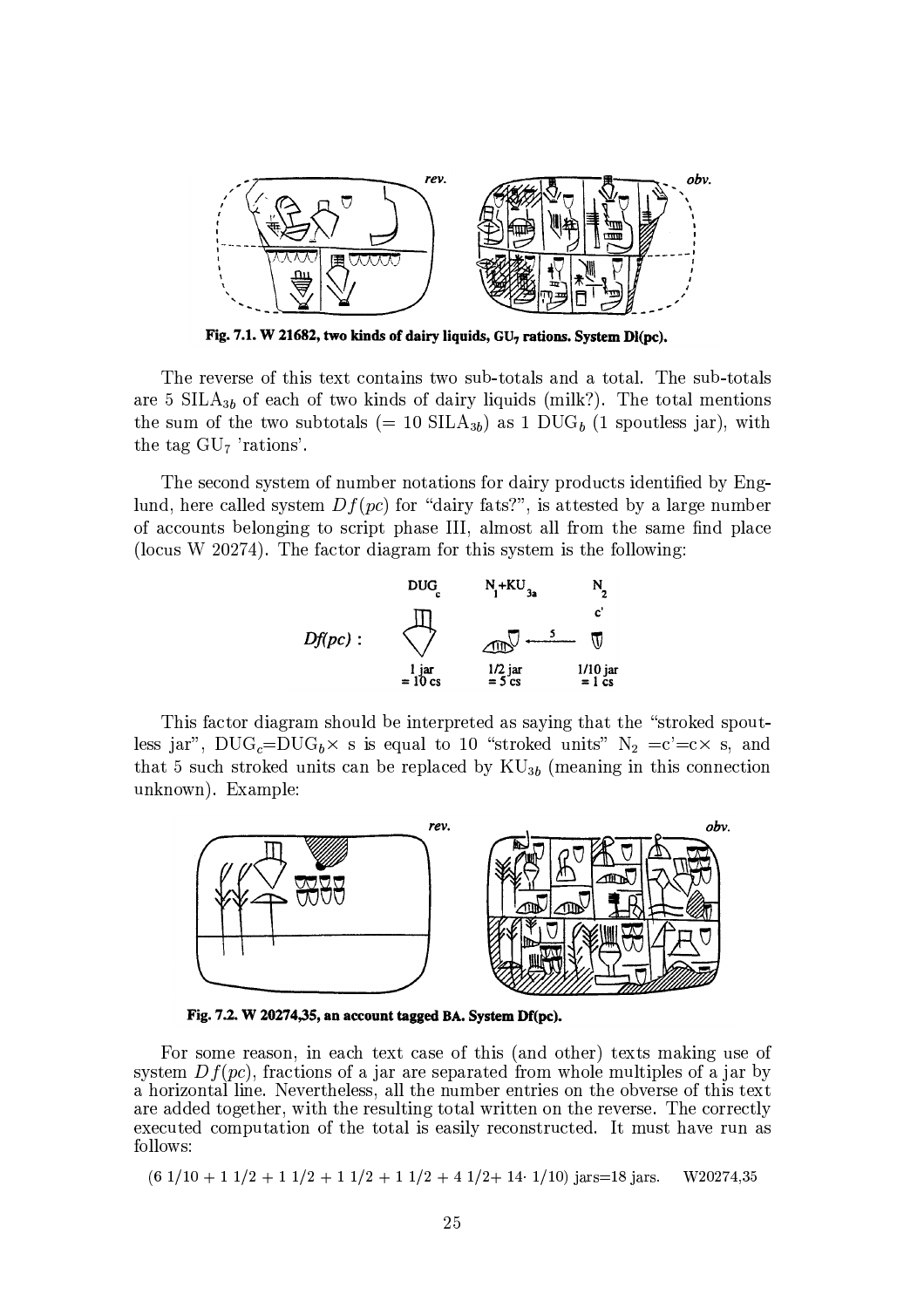Fig. 7.1. W 21682, two kinds of dairy liquids, $GU_7$ rations. System Dl(pc).

The reverse of this text contains two sub-totals and a total. The sub-totals are 5 $SILA_{3b}$ of each of two kinds of dairy liquids (milk?). The total mentions the sum of the two subtotals (= 10 $SILA_{3b}$) as 1 $DUG_b$ (1 spoutless jar), with the tag $GU_7$ 'rations'.

The second system of number notations for dairy products identified by Englund, here called system $Df(pc)$ for "dairy fats?", is attested by a large number of accounts belonging to script phase III, almost all from the same find place (locus W 20274). The factor diagram for this system is the following:

$Df(pc)$ : $DUG_c$ (1 jar = 10 cs) — $N_1$+$KU_{3a}$ (1/2 jar = 5 cs) ←5— $N_2$ c' (1/10 jar = 1 cs)

This factor diagram should be interpreted as saying that the "stroked spoutless jar", $DUG_c$=$DUG_b$× s is equal to 10 "stroked units" $N_2$ =c'=c× s, and that 5 such stroked units can be replaced by $KU_{3b}$ (meaning in this connection unknown). Example:

Fig. 7.2. W 20274,35, an account tagged BA. System Df(pc).

For some reason, in each text case of this (and other) texts making use of system $Df(pc)$, fractions of a jar are separated from whole multiples of a jar by a horizontal line. Nevertheless, all the number entries on the obverse of this text are added together, with the resulting total written on the reverse. The correctly executed computation of the total is easily reconstructed. It must have run as follows:

$$(6\ 1/10 + 1\ 1/2 + 1\ 1/2 + 1\ 1/2 + 1\ 1/2 + 4\ 1/2 + 14 \cdot 1/10) \text{ jars} = 18 \text{ jars}. \quad \text{W20274,35}$$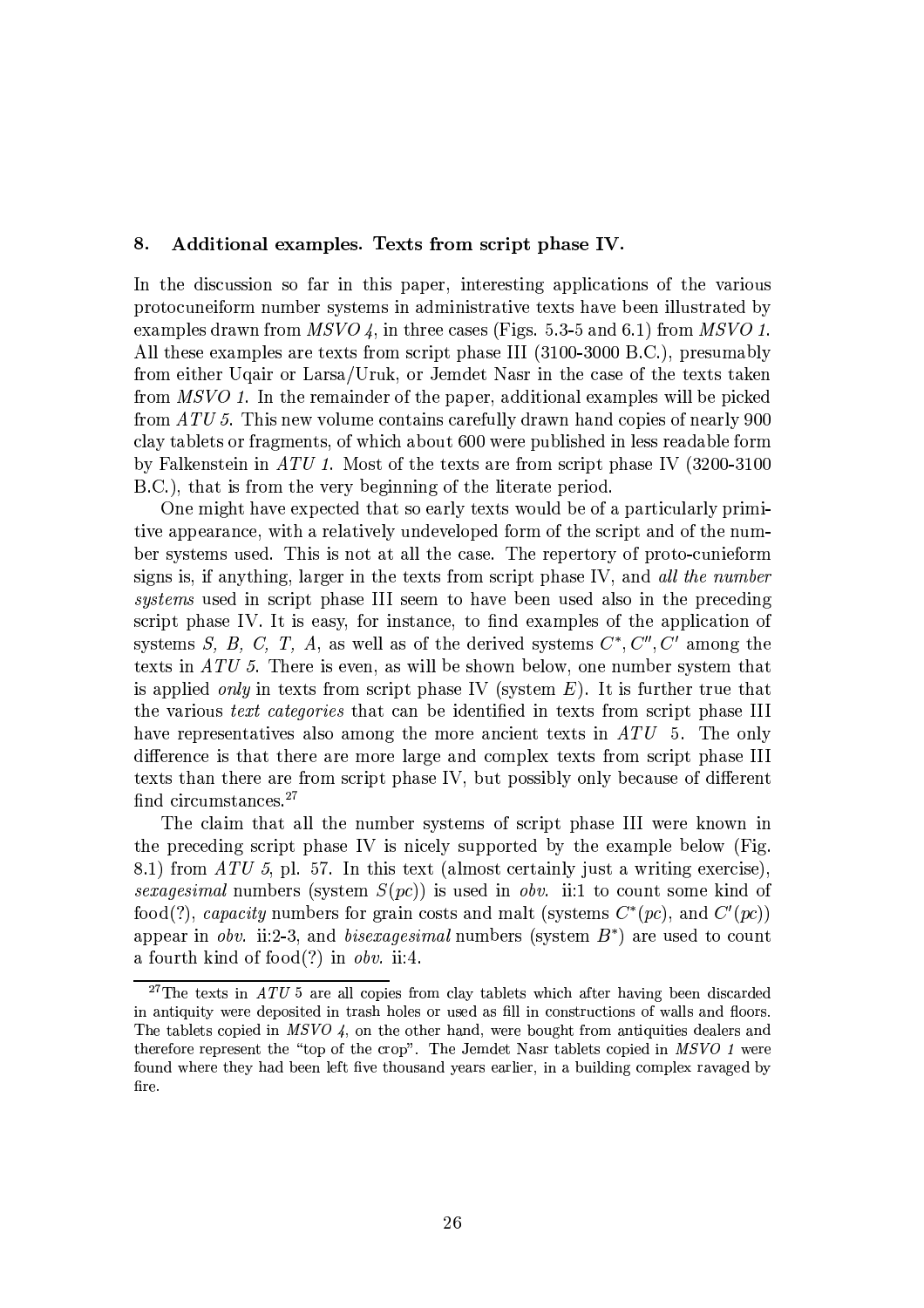## 8. Additional examples. Texts from script phase IV.

In the discussion so far in this paper, interesting applications of the various protocuneiform number systems in administrative texts have been illustrated by examples drawn from *MSVO 4*, in three cases (Figs. 5.3-5 and 6.1) from *MSVO 1*. All these examples are texts from script phase III (3100-3000 B.C.), presumably from either Uqair or Larsa/Uruk, or Jemdet Nasr in the case of the texts taken from *MSVO 1*. In the remainder of the paper, additional examples will be picked from *ATU 5*. This new volume contains carefully drawn hand copies of nearly 900 clay tablets or fragments, of which about 600 were published in less readable form by Falkenstein in *ATU 1*. Most of the texts are from script phase IV (3200-3100 B.C.), that is from the very beginning of the literate period.

One might have expected that so early texts would be of a particularly primitive appearance, with a relatively undeveloped form of the script and of the number systems used. This is not at all the case. The repertory of proto-cunieform signs is, if anything, larger in the texts from script phase IV, and *all the number systems* used in script phase III seem to have been used also in the preceding script phase IV. It is easy, for instance, to find examples of the application of systems *S, B, C, T, A*, as well as of the derived systems $C^*, C'', C'$ among the texts in *ATU 5*. There is even, as will be shown below, one number system that is applied *only* in texts from script phase IV (system *E*). It is further true that the various *text categories* that can be identified in texts from script phase III have representatives also among the more ancient texts in *ATU 5*. The only difference is that there are more large and complex texts from script phase III texts than there are from script phase IV, but possibly only because of different find circumstances.[27]

The claim that all the number systems of script phase III were known in the preceding script phase IV is nicely supported by the example below (Fig. 8.1) from *ATU 5*, pl. 57. In this text (almost certainly just a writing exercise), *sexagesimal* numbers (system $S(pc)$) is used in *obv.* ii:1 to count some kind of food(?), *capacity* numbers for grain costs and malt (systems $C^*(pc)$, and $C'(pc)$) appear in *obv.* ii:2-3, and *bisexagesimal* numbers (system $B^*$) are used to count a fourth kind of food(?) in *obv.* ii:4.

[27] The texts in *ATU 5* are all copies from clay tablets which after having been discarded in antiquity were deposited in trash holes or used as fill in constructions of walls and floors. The tablets copied in *MSVO 4*, on the other hand, were bought from antiquities dealers and therefore represent the "top of the crop". The Jemdet Nasr tablets copied in *MSVO 1* were found where they had been left five thousand years earlier, in a building complex ravaged by fire.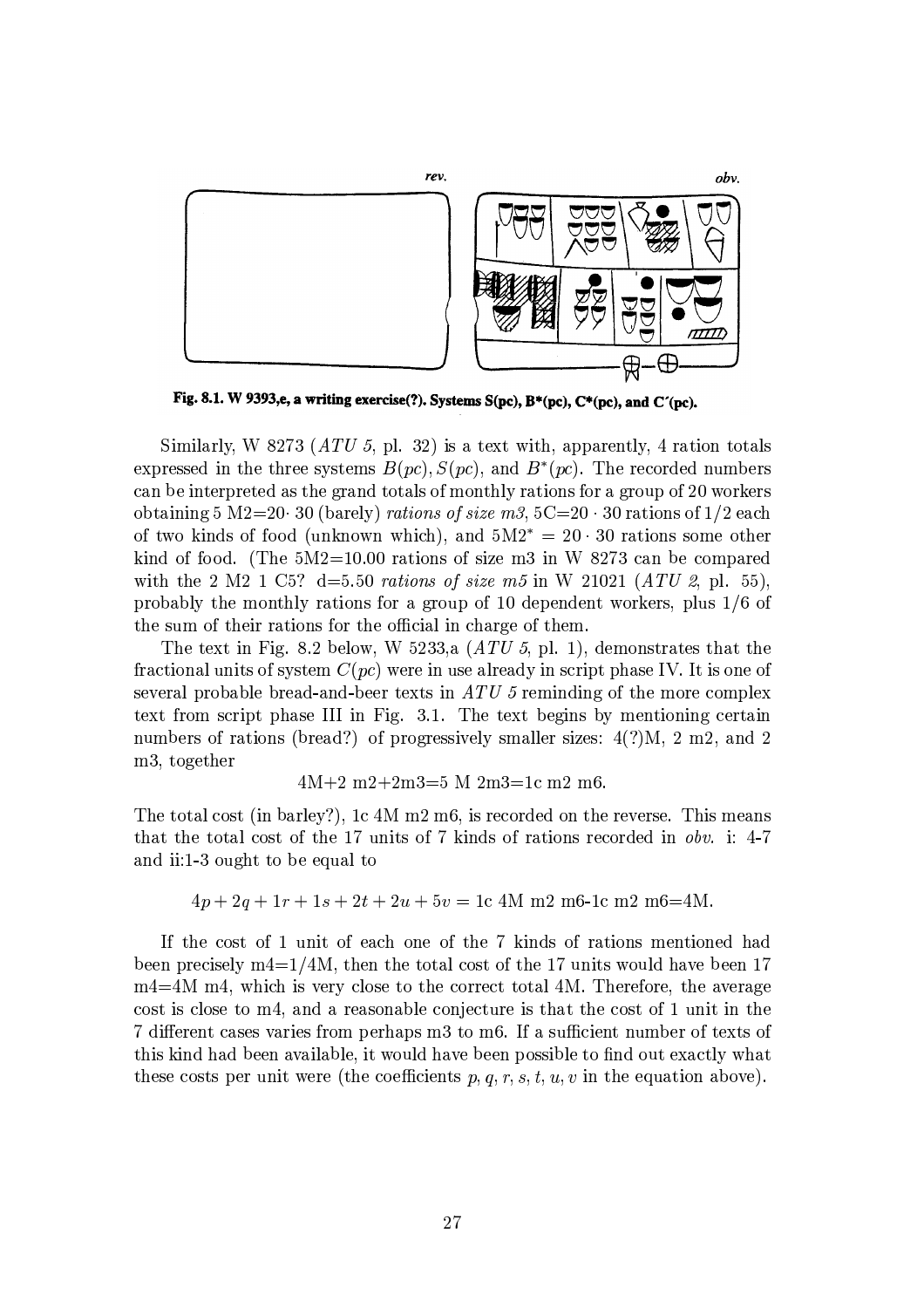Fig. 8.1. W 9393,e, a writing exercise(?). Systems S(pc), B*(pc), C*(pc), and C′(pc).

Similarly, W 8273 (*ATU 5*, pl. 32) is a text with, apparently, 4 ration totals expressed in the three systems $B(pc)$, $S(pc)$, and $B^*(pc)$. The recorded numbers can be interpreted as the grand totals of monthly rations for a group of 20 workers obtaining 5 M2=20· 30 (barely) *rations of size m3*, 5C=20 · 30 rations of 1/2 each of two kinds of food (unknown which), and $5\text{M2}^* = 20 \cdot 30$ rations some other kind of food. (The 5M2=10.00 rations of size m3 in W 8273 can be compared with the 2 M2 1 C5? d=5.50 *rations of size m5* in W 21021 (*ATU 2*, pl. 55), probably the monthly rations for a group of 10 dependent workers, plus 1/6 of the sum of their rations for the official in charge of them.

The text in Fig. 8.2 below, W 5233,a (*ATU 5*, pl. 1), demonstrates that the fractional units of system $C(pc)$ were in use already in script phase IV. It is one of several probable bread-and-beer texts in *ATU 5* reminding of the more complex text from script phase III in Fig. 3.1. The text begins by mentioning certain numbers of rations (bread?) of progressively smaller sizes: 4(?)M, 2 m2, and 2 m3, together

$$4\text{M}+2\ \text{m2}+2\text{m3}=5\ \text{M}\ 2\text{m3}=1\text{c}\ \text{m2}\ \text{m6}.$$

The total cost (in barley?), 1c 4M m2 m6, is recorded on the reverse. This means that the total cost of the 17 units of 7 kinds of rations recorded in *obv.* i: 4-7 and ii:1-3 ought to be equal to

$$4p+2q+1r+1s+2t+2u+5v = 1\text{c}\ 4\text{M}\ \text{m2}\ \text{m6-1c}\ \text{m2}\ \text{m6}{=}4\text{M}.$$

If the cost of 1 unit of each one of the 7 kinds of rations mentioned had been precisely m4=1/4M, then the total cost of the 17 units would have been 17 m4=4M m4, which is very close to the correct total 4M. Therefore, the average cost is close to m4, and a reasonable conjecture is that the cost of 1 unit in the 7 different cases varies from perhaps m3 to m6. If a sufficient number of texts of this kind had been available, it would have been possible to find out exactly what these costs per unit were (the coefficients $p, q, r, s, t, u, v$ in the equation above).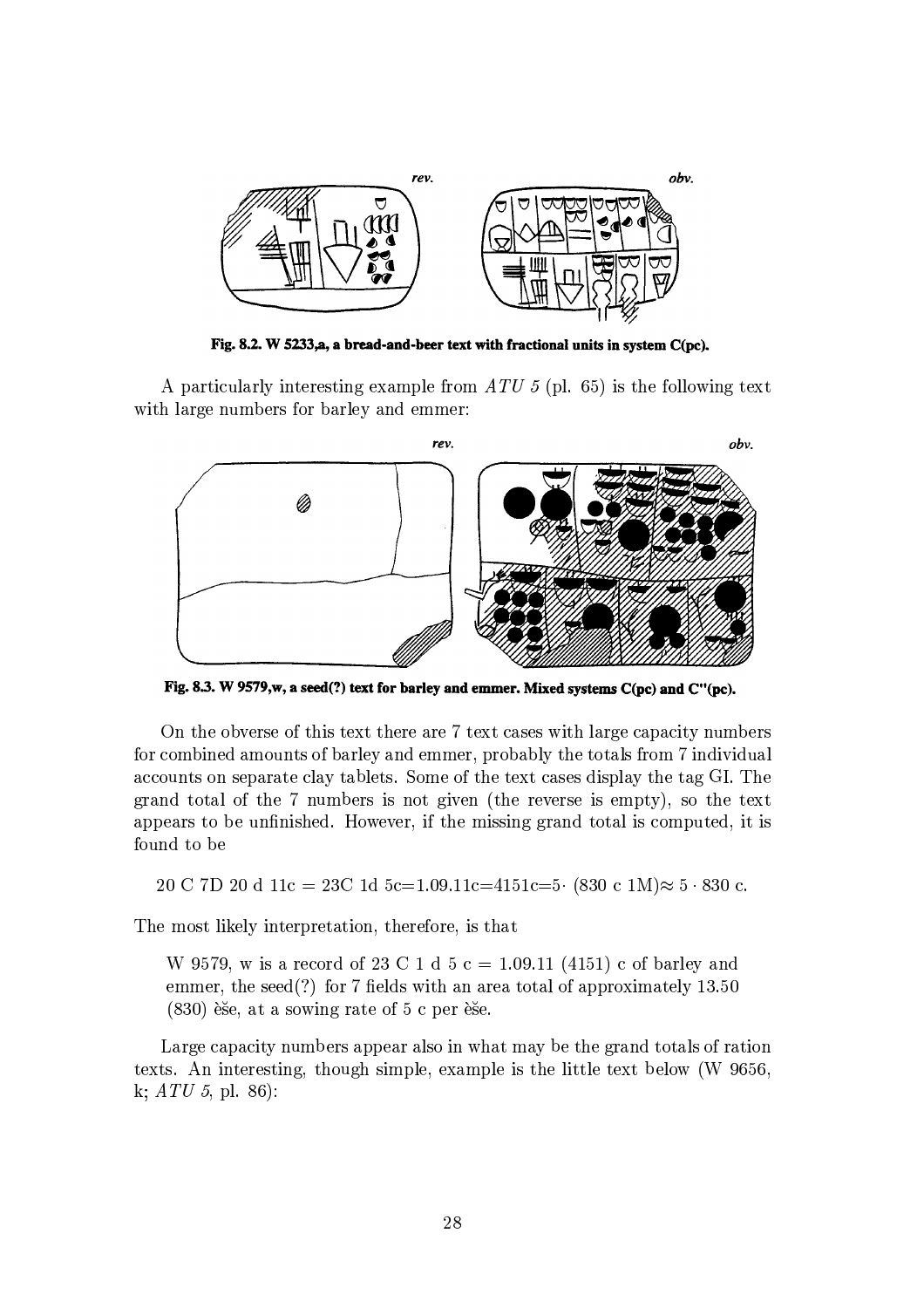Fig. 8.2. W 5233,a, a bread-and-beer text with fractional units in system C(pc).

A particularly interesting example from *ATU 5* (pl. 65) is the following text with large numbers for barley and emmer:

Fig. 8.3. W 9579,w, a seed(?) text for barley and emmer. Mixed systems C(pc) and C''(pc).

On the obverse of this text there are 7 text cases with large capacity numbers for combined amounts of barley and emmer, probably the totals from 7 individual accounts on separate clay tablets. Some of the text cases display the tag GI. The grand total of the 7 numbers is not given (the reverse is empty), so the text appears to be unfinished. However, if the missing grand total is computed, it is found to be

20 C 7D 20 d 11c = 23C 1d 5c=1.09.11c=4151c=5$\cdot$ (830 c 1M)$\approx$ 5 $\cdot$ 830 c.

The most likely interpretation, therefore, is that

> W 9579, w is a record of 23 C 1 d 5 c = 1.09.11 (4151) c of barley and emmer, the seed(?) for 7 fields with an area total of approximately 13.50 (830) èše, at a sowing rate of 5 c per èše.

Large capacity numbers appear also in what may be the grand totals of ration texts. An interesting, though simple, example is the little text below (W 9656, k; *ATU 5*, pl. 86):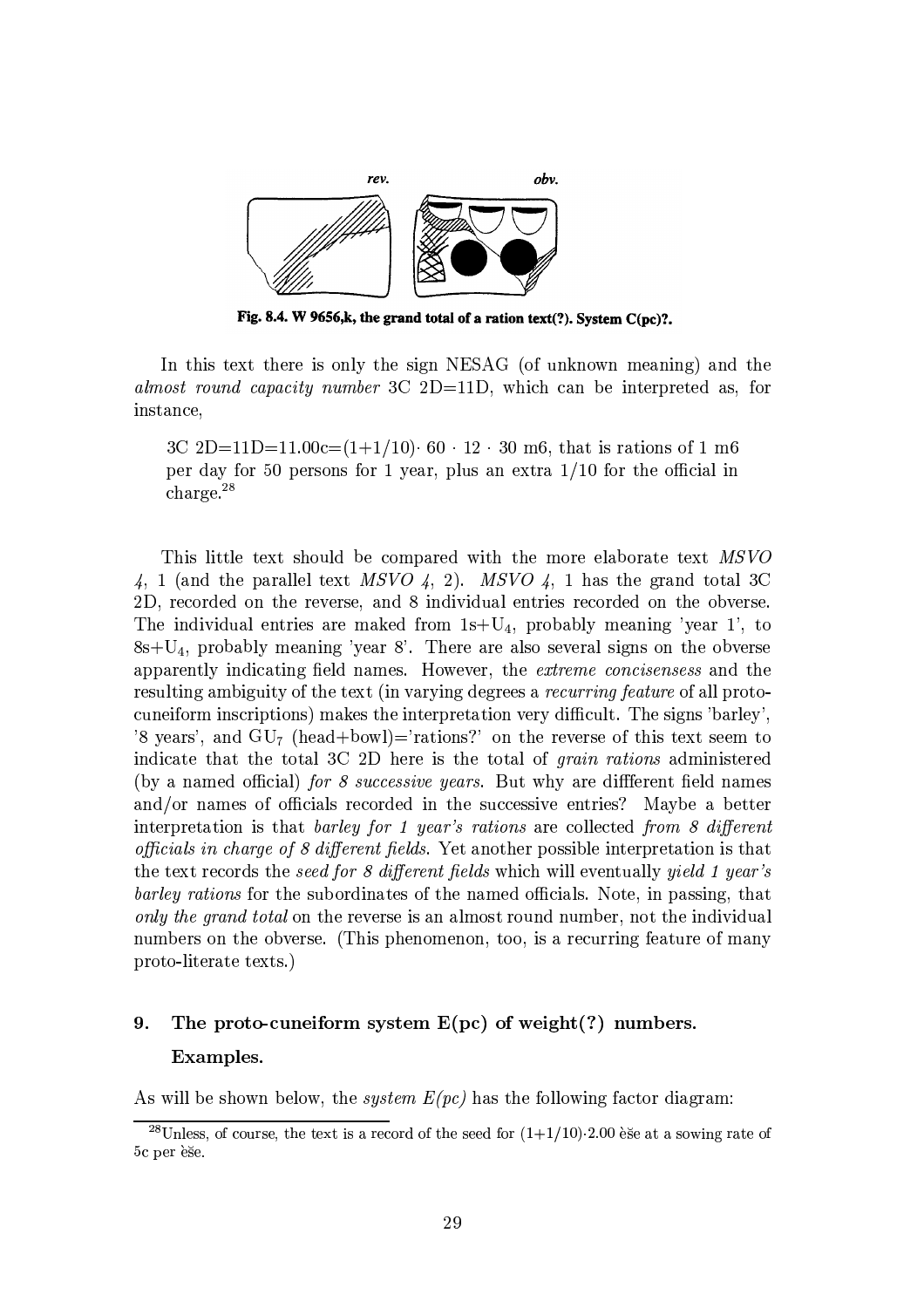Fig. 8.4. W 9656,k, the grand total of a ration text(?). System C(pc)?.

In this text there is only the sign NESAG (of unknown meaning) and the *almost round capacity number* 3C 2D=11D, which can be interpreted as, for instance,

> 3C 2D=11D=11.00c=(1+1/10)$\cdot$ 60 $\cdot$ 12 $\cdot$ 30 m6, that is rations of 1 m6 per day for 50 persons for 1 year, plus an extra 1/10 for the official in charge.[28]

This little text should be compared with the more elaborate text *MSVO 4*, 1 (and the parallel text *MSVO 4*, 2). *MSVO 4*, 1 has the grand total 3C 2D, recorded on the reverse, and 8 individual entries recorded on the obverse. The individual entries are maked from 1s+$U_4$, probably meaning 'year 1', to 8s+$U_4$, probably meaning 'year 8'. There are also several signs on the obverse apparently indicating field names. However, the *extreme concisensess* and the resulting ambiguity of the text (in varying degrees a *recurring feature* of all proto-cuneiform inscriptions) makes the interpretation very difficult. The signs 'barley', '8 years', and $GU_7$ (head+bowl)='rations?' on the reverse of this text seem to indicate that the total 3C 2D here is the total of *grain rations* administered (by a named official) *for 8 successive years.* But why are diffferent field names and/or names of officials recorded in the successive entries? Maybe a better interpretation is that *barley for 1 year's rations* are collected *from 8 different officials in charge of 8 different fields.* Yet another possible interpretation is that the text records the *seed for 8 different fields* which will eventually *yield 1 year's barley rations* for the subordinates of the named officials. Note, in passing, that *only the grand total* on the reverse is an almost round number, not the individual numbers on the obverse. (This phenomenon, too, is a recurring feature of many proto-literate texts.)

## 9. The proto-cuneiform system E(pc) of weight(?) numbers. Examples.

As will be shown below, the *system E(pc)* has the following factor diagram:

[28] Unless, of course, the text is a record of the seed for (1+1/10)$\cdot$2.00 èše at a sowing rate of 5c per èše.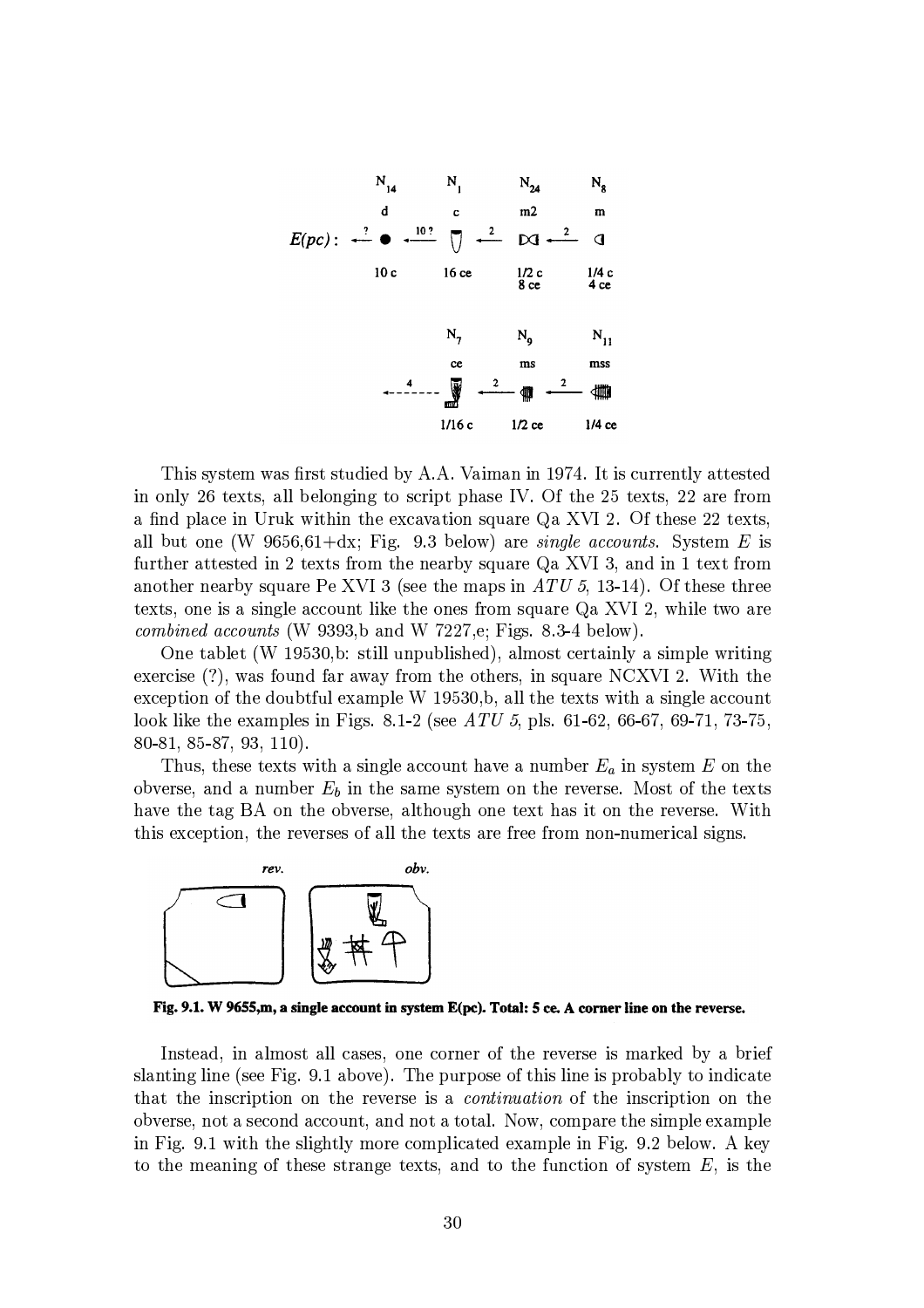This system was first studied by A.A. Vaiman in 1974. It is currently attested in only 26 texts, all belonging to script phase IV. Of the 25 texts, 22 are from a find place in Uruk within the excavation square Qa XVI 2. Of these 22 texts, all but one (W 9656,61+dx; Fig. 9.3 below) are *single accounts*. System $E$ is further attested in 2 texts from the nearby square Qa XVI 3, and in 1 text from another nearby square Pe XVI 3 (see the maps in *ATU 5*, 13-14). Of these three texts, one is a single account like the ones from square Qa XVI 2, while two are *combined accounts* (W 9393,b and W 7227,e; Figs. 8.3-4 below).

One tablet (W 19530,b: still unpublished), almost certainly a simple writing exercise (?), was found far away from the others, in square NCXVI 2. With the exception of the doubtful example W 19530,b, all the texts with a single account look like the examples in Figs. 8.1-2 (see *ATU 5*, pls. 61-62, 66-67, 69-71, 73-75, 80-81, 85-87, 93, 110).

Thus, these texts with a single account have a number $E_a$ in system $E$ on the obverse, and a number $E_b$ in the same system on the reverse. Most of the texts have the tag BA on the obverse, although one text has it on the reverse. With this exception, the reverses of all the texts are free from non-numerical signs.

**Fig. 9.1. W 9655,m, a single account in system E(pc). Total: 5 ce. A corner line on the reverse.**

Instead, in almost all cases, one corner of the reverse is marked by a brief slanting line (see Fig. 9.1 above). The purpose of this line is probably to indicate that the inscription on the reverse is a *continuation* of the inscription on the obverse, not a second account, and not a total. Now, compare the simple example in Fig. 9.1 with the slightly more complicated example in Fig. 9.2 below. A key to the meaning of these strange texts, and to the function of system $E$, is the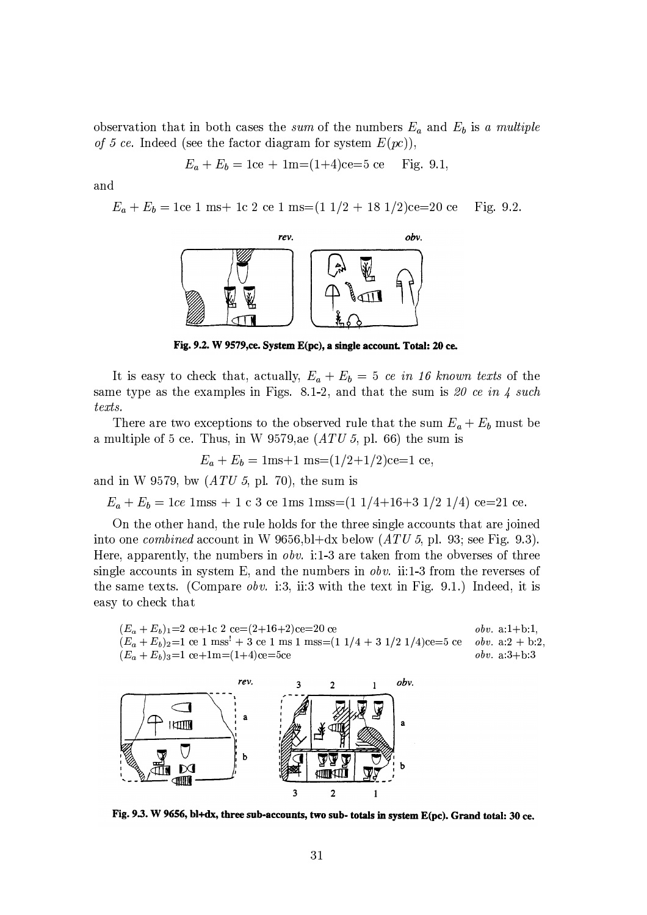observation that in both cases the *sum* of the numbers $E_a$ and $E_b$ is *a multiple of 5 ce*. Indeed (see the factor diagram for system $E(pc)$),

$$E_a + E_b = \text{1ce + 1m=(1+4)ce=5 ce} \quad \text{Fig. 9.1,}$$

and

$$E_a + E_b = \text{1ce 1 ms+ 1c 2 ce 1 ms=(1 1/2 + 18 1/2)ce=20 ce} \quad \text{Fig. 9.2.}$$

**Fig. 9.2. W 9579,ce. System E(pc), a single account. Total: 20 ce.**

It is easy to check that, actually, $E_a + E_b = 5$ *ce in 16 known texts* of the same type as the examples in Figs. 8.1-2, and that the sum is *20 ce in 4 such texts*.

There are two exceptions to the observed rule that the sum $E_a + E_b$ must be a multiple of 5 ce. Thus, in W 9579,ae (*ATU 5*, pl. 66) the sum is

$$E_a + E_b = \text{1ms+1 ms=(1/2+1/2)ce=1 ce,}$$

and in W 9579, bw (*ATU 5*, pl. 70), the sum is

$$E_a + E_b = \text{1}ce \text{ 1mss + 1 c 3 ce 1ms 1mss=(1 1/4+16+3 1/2 1/4) ce=21 ce.}$$

On the other hand, the rule holds for the three single accounts that are joined into one *combined* account in W 9656,bl+dx below (*ATU 5*, pl. 93; see Fig. 9.3). Here, apparently, the numbers in *obv.* i:1-3 are taken from the obverses of three single accounts in system E, and the numbers in *obv.* ii:1-3 from the reverses of the same texts. (Compare *obv.* i:3, ii:3 with the text in Fig. 9.1.) Indeed, it is easy to check that

$(E_a + E_b)_1$=2 ce+1c 2 ce=(2+16+2)ce=20 ce — *obv.* a:1+b:1,
$(E_a + E_b)_2$=1 ce 1 mss! + 3 ce 1 ms 1 mss=(1 1/4 + 3 1/2 1/4)ce=5 ce — *obv.* a:2 + b:2,
$(E_a + E_b)_3$=1 ce+1m=(1+4)ce=5ce — *obv.* a:3+b:3

**Fig. 9.3. W 9656, bl+dx, three sub-accounts, two sub- totals in system E(pc). Grand total: 30 ce.**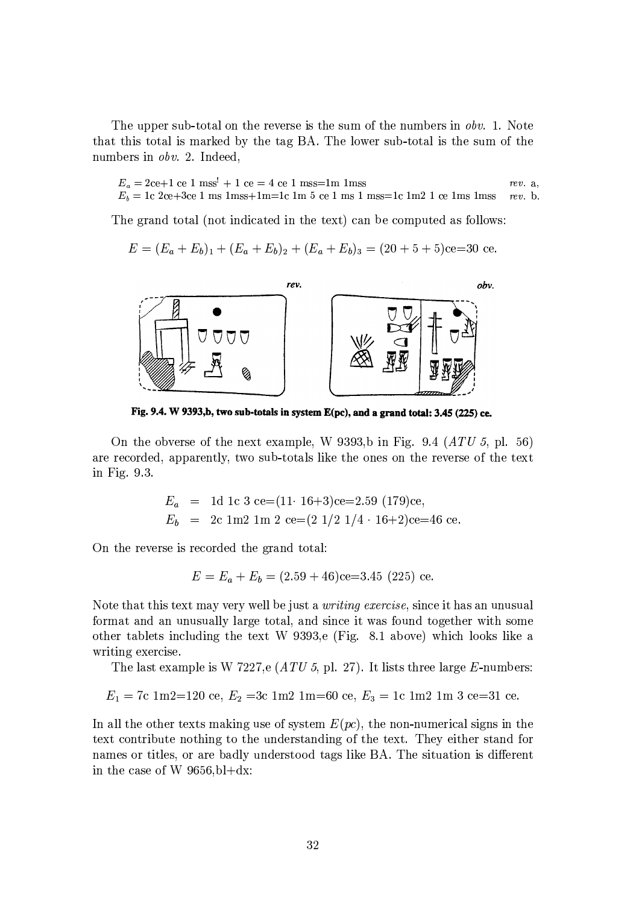The upper sub-total on the reverse is the sum of the numbers in *obv.* 1. Note that this total is marked by the tag BA. The lower sub-total is the sum of the numbers in *obv.* 2. Indeed,

$E_a$ = 2ce+1 ce 1 mss! + 1 ce = 4 ce 1 mss=1m 1mss *rev.* a,
$E_b$ = 1c 2ce+3ce 1 ms 1mss+1m=1c 1m 5 ce 1 ms 1 mss=1c 1m2 1 ce 1ms 1mss *rev.* b.

The grand total (not indicated in the text) can be computed as follows:

$$E = (E_a + E_b)_1 + (E_a + E_b)_2 + (E_a + E_b)_3 = (20 + 5 + 5)\text{ce}{=}30 \text{ ce.}$$

**Fig. 9.4. W 9393,b, two sub-totals in system E(pc), and a grand total: 3.45 (225) ce.**

On the obverse of the next example, W 9393,b in Fig. 9.4 (*ATU 5*, pl. 56) are recorded, apparently, two sub-totals like the ones on the reverse of the text in Fig. 9.3.

$$E_a = \text{1d 1c 3 ce}{=}(11 \cdot 16{+}3)\text{ce}{=}2.59\ (179)\text{ce},$$
$$E_b = \text{2c 1m2 1m 2 ce}{=}(2\ 1/2\ 1/4 \cdot 16{+}2)\text{ce}{=}46 \text{ ce.}$$

On the reverse is recorded the grand total:

$$E = E_a + E_b = (2.59 + 46)\text{ce}{=}3.45\ (225) \text{ ce.}$$

Note that this text may very well be just a *writing exercise*, since it has an unusual format and an unusually large total, and since it was found together with some other tablets including the text W 9393,e (Fig. 8.1 above) which looks like a writing exercise.

The last example is W 7227,e (*ATU 5*, pl. 27). It lists three large *E*-numbers:

$E_1$ = 7c 1m2=120 ce, $E_2$ =3c 1m2 1m=60 ce, $E_3$ = 1c 1m2 1m 3 ce=31 ce.

In all the other texts making use of system $E(pc)$, the non-numerical signs in the text contribute nothing to the understanding of the text. They either stand for names or titles, or are badly understood tags like BA. The situation is different in the case of W 9656,bl+dx: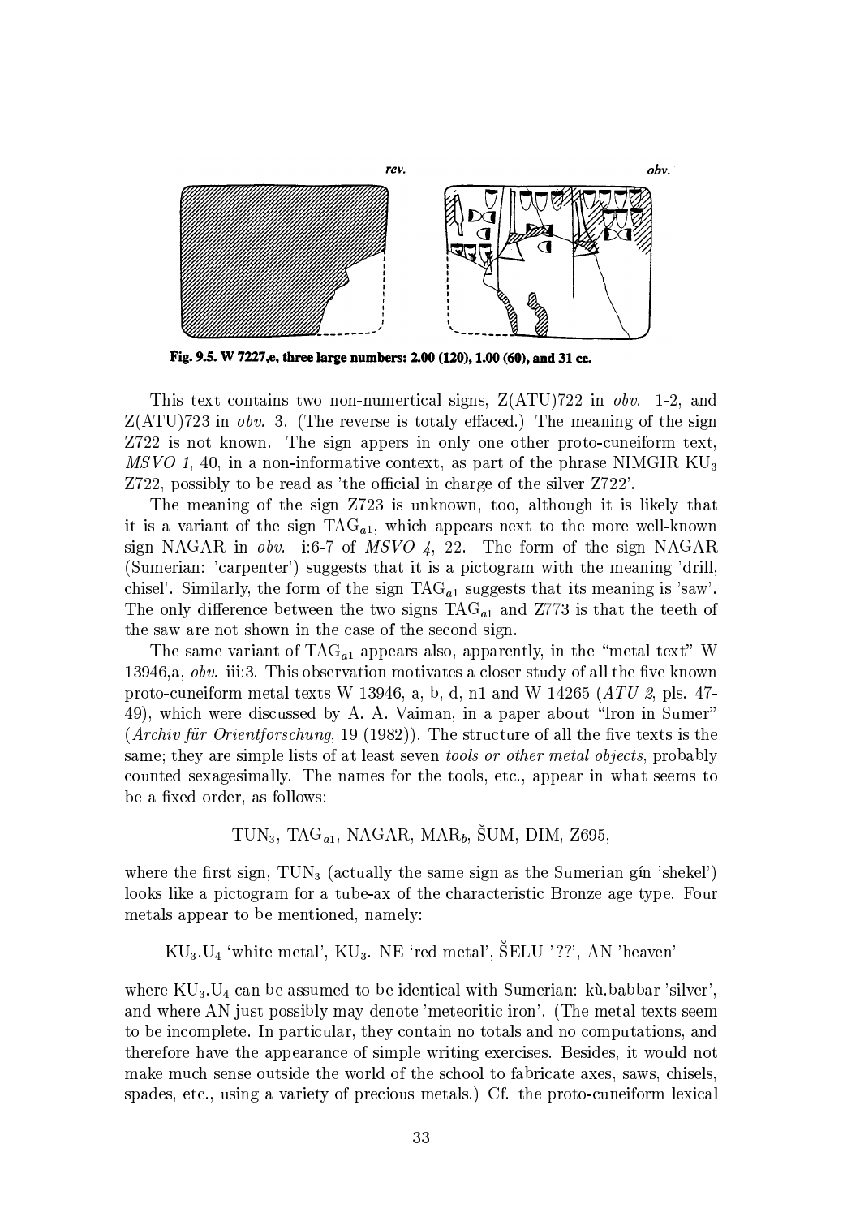Fig. 9.5. W 7227,e, three large numbers: 2.00 (120), 1.00 (60), and 31 ce.

This text contains two non-numertical signs, Z(ATU)722 in *obv.* 1-2, and Z(ATU)723 in *obv.* 3. (The reverse is totaly effaced.) The meaning of the sign Z722 is not known. The sign appers in only one other proto-cuneiform text, *MSVO 1*, 40, in a non-informative context, as part of the phrase NIMGIR $KU_3$ Z722, possibly to be read as 'the official in charge of the silver Z722'.

The meaning of the sign Z723 is unknown, too, although it is likely that it is a variant of the sign $TAG_{a1}$, which appears next to the more well-known sign NAGAR in *obv.* i:6-7 of *MSVO 4*, 22. The form of the sign NAGAR (Sumerian: 'carpenter') suggests that it is a pictogram with the meaning 'drill, chisel'. Similarly, the form of the sign $TAG_{a1}$ suggests that its meaning is 'saw'. The only difference between the two signs $TAG_{a1}$ and Z773 is that the teeth of the saw are not shown in the case of the second sign.

The same variant of $TAG_{a1}$ appears also, apparently, in the "metal text" W 13946,a, *obv.* iii:3. This observation motivates a closer study of all the five known proto-cuneiform metal texts W 13946, a, b, d, n1 and W 14265 (*ATU 2*, pls. 47-49), which were discussed by A. A. Vaiman, in a paper about "Iron in Sumer" (*Archiv für Orientforschung*, 19 (1982)). The structure of all the five texts is the same; they are simple lists of at least seven *tools or other metal objects*, probably counted sexagesimally. The names for the tools, etc., appear in what seems to be a fixed order, as follows:

$TUN_3$, $TAG_{a1}$, NAGAR, $MAR_b$, ŠUM, DIM, Z695,

where the first sign, $TUN_3$ (actually the same sign as the Sumerian gín 'shekel') looks like a pictogram for a tube-ax of the characteristic Bronze age type. Four metals appear to be mentioned, namely:

$KU_3.U_4$ 'white metal', $KU_3$. NE 'red metal', ŠELU '??', AN 'heaven'

where $KU_3.U_4$ can be assumed to be identical with Sumerian: kù.babbar 'silver', and where AN just possibly may denote 'meteoritic iron'. (The metal texts seem to be incomplete. In particular, they contain no totals and no computations, and therefore have the appearance of simple writing exercises. Besides, it would not make much sense outside the world of the school to fabricate axes, saws, chisels, spades, etc., using a variety of precious metals.) Cf. the proto-cuneiform lexical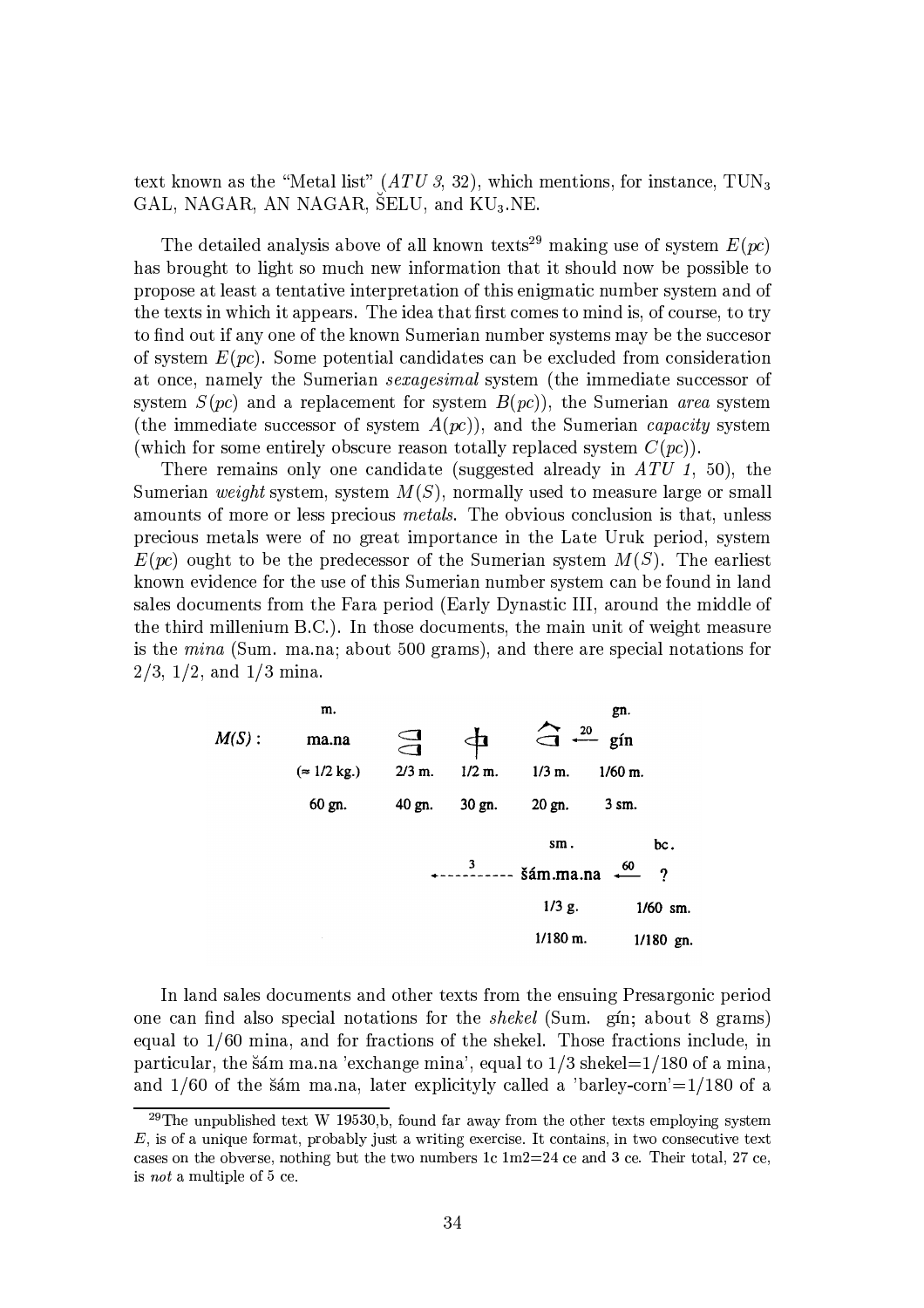text known as the "Metal list" (*ATU 3*, 32), which mentions, for instance, $\text{TUN}_3$ GAL, NAGAR, AN NAGAR, ŠELU, and $\text{KU}_3$.NE.

The detailed analysis above of all known texts[29] making use of system $E(pc)$ has brought to light so much new information that it should now be possible to propose at least a tentative interpretation of this enigmatic number system and of the texts in which it appears. The idea that first comes to mind is, of course, to try to find out if any one of the known Sumerian number systems may be the succesor of system $E(pc)$. Some potential candidates can be excluded from consideration at once, namely the Sumerian *sexagesimal* system (the immediate successor of system $S(pc)$ and a replacement for system $B(pc)$), the Sumerian *area* system (the immediate successor of system $A(pc)$), and the Sumerian *capacity* system (which for some entirely obscure reason totally replaced system $C(pc)$).

There remains only one candidate (suggested already in *ATU 1*, 50), the Sumerian *weight* system, system $M(S)$, normally used to measure large or small amounts of more or less precious *metals*. The obvious conclusion is that, unless precious metals were of no great importance in the Late Uruk period, system $E(pc)$ ought to be the predecessor of the Sumerian system $M(S)$. The earliest known evidence for the use of this Sumerian number system can be found in land sales documents from the Fara period (Early Dynastic III, around the middle of the third millenium B.C.). In those documents, the main unit of weight measure is the *mina* (Sum. ma.na; about 500 grams), and there are special notations for 2/3, 1/2, and 1/3 mina.

| $M(S)$: | m. ma.na | | | | gn. gín |
|---|---|---|---|---|---|
| | (≈ 1/2 kg.) | 2/3 m. | 1/2 m. | 1/3 m. ←20— | 1/60 m. |
| | 60 gn. | 40 gn. | 30 gn. | 20 gn. | 3 sm. |
| | | | ←---3--- | sm. šám.ma.na ←60— | bc. ? |
| | | | | 1/3 g. | 1/60 sm. |
| | | | | 1/180 m. | 1/180 gn. |

In land sales documents and other texts from the ensuing Presargonic period one can find also special notations for the *shekel* (Sum. gín; about 8 grams) equal to 1/60 mina, and for fractions of the shekel. Those fractions include, in particular, the šám ma.na 'exchange mina', equal to 1/3 shekel=1/180 of a mina, and 1/60 of the šám ma.na, later explicityly called a 'barley-corn'=1/180 of a

[29] The unpublished text W 19530,b, found far away from the other texts employing system $E$, is of a unique format, probably just a writing exercise. It contains, in two consecutive text cases on the obverse, nothing but the two numbers 1c 1m2=24 ce and 3 ce. Their total, 27 ce, is *not* a multiple of 5 ce.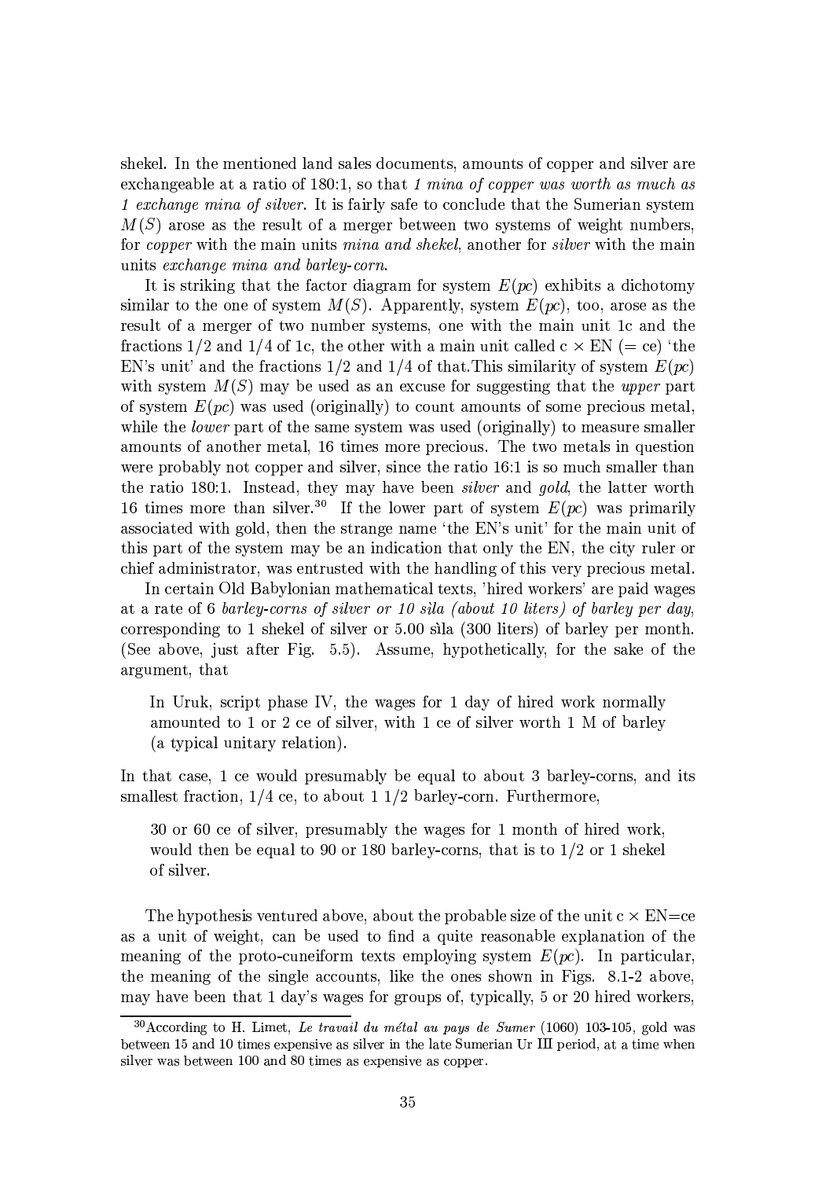shekel. In the mentioned land sales documents, amounts of copper and silver are exchangeable at a ratio of 180:1, so that *1 mina of copper was worth as much as 1 exchange mina of silver*. It is fairly safe to conclude that the Sumerian system $M(S)$ arose as the result of a merger between two systems of weight numbers, for *copper* with the main units *mina and shekel*, another for *silver* with the main units *exchange mina and barley-corn*.

It is striking that the factor diagram for system $E(pc)$ exhibits a dichotomy similar to the one of system $M(S)$. Apparently, system $E(pc)$, too, arose as the result of a merger of two number systems, one with the main unit 1c and the fractions 1/2 and 1/4 of 1c, the other with a main unit called c $\times$ EN (= ce) 'the EN's unit' and the fractions 1/2 and 1/4 of that.This similarity of system $E(pc)$ with system $M(S)$ may be used as an excuse for suggesting that the *upper* part of system $E(pc)$ was used (originally) to count amounts of some precious metal, while the *lower* part of the same system was used (originally) to measure smaller amounts of another metal, 16 times more precious. The two metals in question were probably not copper and silver, since the ratio 16:1 is so much smaller than the ratio 180:1. Instead, they may have been *silver* and *gold*, the latter worth 16 times more than silver.[30] If the lower part of system $E(pc)$ was primarily associated with gold, then the strange name 'the EN's unit' for the main unit of this part of the system may be an indication that only the EN, the city ruler or chief administrator, was entrusted with the handling of this very precious metal.

In certain Old Babylonian mathematical texts, 'hired workers' are paid wages at a rate of 6 *barley-corns of silver or 10 sìla (about 10 liters) of barley per day*, corresponding to 1 shekel of silver or 5.00 sìla (300 liters) of barley per month. (See above, just after Fig. 5.5). Assume, hypothetically, for the sake of the argument, that

> In Uruk, script phase IV, the wages for 1 day of hired work normally amounted to 1 or 2 ce of silver, with 1 ce of silver worth 1 M of barley (a typical unitary relation).

In that case, 1 ce would presumably be equal to about 3 barley-corns, and its smallest fraction, 1/4 ce, to about 1 1/2 barley-corn. Furthermore,

> 30 or 60 ce of silver, presumably the wages for 1 month of hired work, would then be equal to 90 or 180 barley-corns, that is to 1/2 or 1 shekel of silver.

The hypothesis ventured above, about the probable size of the unit c $\times$ EN=ce as a unit of weight, can be used to find a quite reasonable explanation of the meaning of the proto-cuneiform texts employing system $E(pc)$. In particular, the meaning of the single accounts, like the ones shown in Figs. 8.1-2 above, may have been that 1 day's wages for groups of, typically, 5 or 20 hired workers,

---

[30] According to H. Limet, *Le travail du métal au pays de Sumer* (1060) 103-105, gold was between 15 and 10 times expensive as silver in the late Sumerian Ur III period, at a time when silver was between 100 and 80 times as expensive as copper.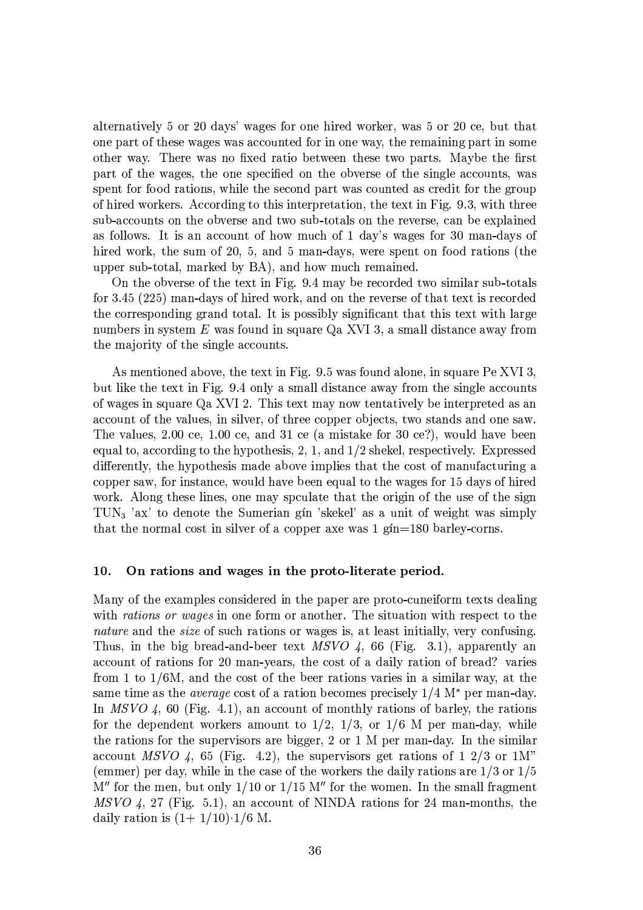alternatively 5 or 20 days' wages for one hired worker, was 5 or 20 ce, but that one part of these wages was accounted for in one way, the remaining part in some other way. There was no fixed ratio between these two parts. Maybe the first part of the wages, the one specified on the obverse of the single accounts, was spent for food rations, while the second part was counted as credit for the group of hired workers. According to this interpretation, the text in Fig. 9.3, with three sub-accounts on the obverse and two sub-totals on the reverse, can be explained as follows. It is an account of how much of 1 day's wages for 30 man-days of hired work, the sum of 20, 5, and 5 man-days, were spent on food rations (the upper sub-total, marked by BA), and how much remained.

On the obverse of the text in Fig. 9.4 may be recorded two similar sub-totals for 3.45 (225) man-days of hired work, and on the reverse of that text is recorded the corresponding grand total. It is possibly significant that this text with large numbers in system $E$ was found in square Qa XVI 3, a small distance away from the majority of the single accounts.

As mentioned above, the text in Fig. 9.5 was found alone, in square Pe XVI 3, but like the text in Fig. 9.4 only a small distance away from the single accounts of wages in square Qa XVI 2. This text may now tentatively be interpreted as an account of the values, in silver, of three copper objects, two stands and one saw. The values, 2.00 ce, 1.00 ce, and 31 ce (a mistake for 30 ce?), would have been equal to, according to the hypothesis, 2, 1, and 1/2 shekel, respectively. Expressed differently, the hypothesis made above implies that the cost of manufacturing a copper saw, for instance, would have been equal to the wages for 15 days of hired work. Along these lines, one may spculate that the origin of the use of the sign $\text{TUN}_3$ 'ax' to denote the Sumerian gín 'skekel' as a unit of weight was simply that the normal cost in silver of a copper axe was 1 gín=180 barley-corns.

## 10. On rations and wages in the proto-literate period.

Many of the examples considered in the paper are proto-cuneiform texts dealing with *rations or wages* in one form or another. The situation with respect to the *nature* and the *size* of such rations or wages is, at least initially, very confusing. Thus, in the big bread-and-beer text *MSVO 4*, 66 (Fig. 3.1), apparently an account of rations for 20 man-years, the cost of a daily ration of bread? varies from 1 to 1/6M, and the cost of the beer rations varies in a similar way, at the same time as the *average* cost of a ration becomes precisely 1/4 $\text{M}^*$ per man-day. In *MSVO 4*, 60 (Fig. 4.1), an account of monthly rations of barley, the rations for the dependent workers amount to 1/2, 1/3, or 1/6 M per man-day, while the rations for the supervisors are bigger, 2 or 1 M per man-day. In the similar account *MSVO 4*, 65 (Fig. 4.2), the supervisors get rations of 1 2/3 or 1M" (emmer) per day, while in the case of the workers the daily rations are 1/3 or 1/5 $\text{M}''$ for the men, but only 1/10 or 1/15 $\text{M}''$ for the women. In the small fragment *MSVO 4*, 27 (Fig. 5.1), an account of NINDA rations for 24 man-months, the daily ration is $(1+ 1/10)\cdot 1/6$ M.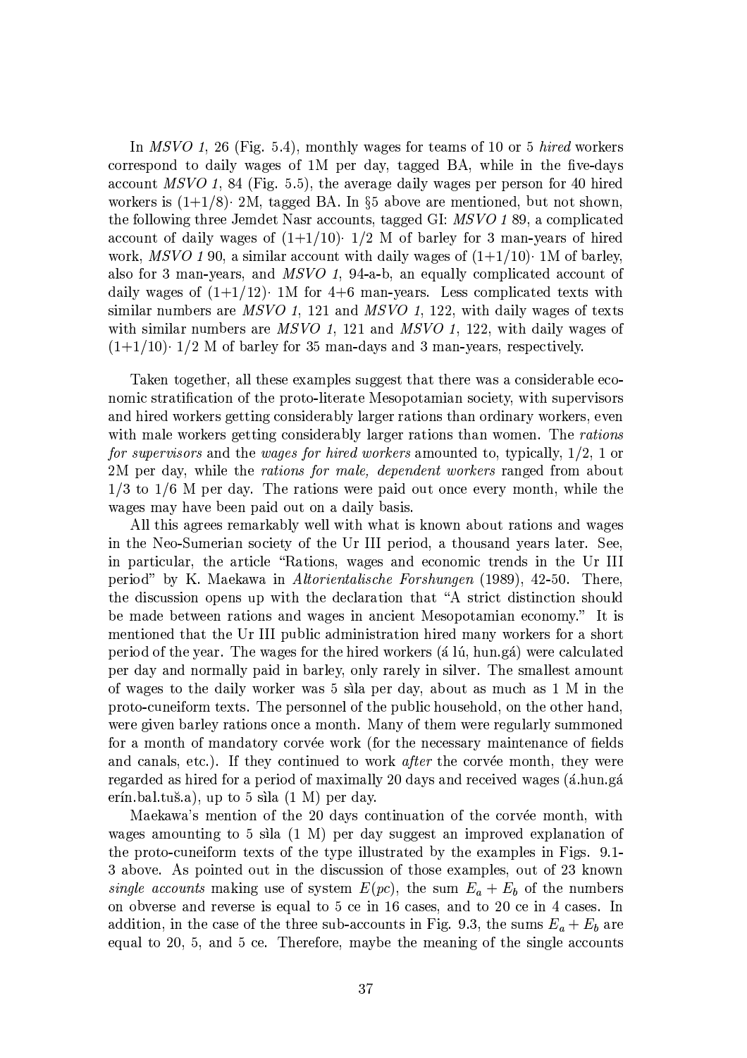In *MSVO 1*, 26 (Fig. 5.4), monthly wages for teams of 10 or 5 *hired* workers correspond to daily wages of 1M per day, tagged BA, while in the five-days account *MSVO 1*, 84 (Fig. 5.5), the average daily wages per person for 40 hired workers is $(1{+}1/8)\cdot$ 2M, tagged BA. In §5 above are mentioned, but not shown, the following three Jemdet Nasr accounts, tagged GI: *MSVO 1* 89, a complicated account of daily wages of $(1{+}1/10)\cdot$ 1/2 M of barley for 3 man-years of hired work, *MSVO 1* 90, a similar account with daily wages of $(1{+}1/10)\cdot$ 1M of barley, also for 3 man-years, and *MSVO 1*, 94-a-b, an equally complicated account of daily wages of $(1{+}1/12)\cdot$ 1M for 4+6 man-years. Less complicated texts with similar numbers are *MSVO 1*, 121 and *MSVO 1*, 122, with daily wages of texts with similar numbers are *MSVO 1*, 121 and *MSVO 1*, 122, with daily wages of $(1{+}1/10)\cdot$ 1/2 M of barley for 35 man-days and 3 man-years, respectively.

Taken together, all these examples suggest that there was a considerable economic stratification of the proto-literate Mesopotamian society, with supervisors and hired workers getting considerably larger rations than ordinary workers, even with male workers getting considerably larger rations than women. The *rations for supervisors* and the *wages for hired workers* amounted to, typically, 1/2, 1 or 2M per day, while the *rations for male, dependent workers* ranged from about 1/3 to 1/6 M per day. The rations were paid out once every month, while the wages may have been paid out on a daily basis.

All this agrees remarkably well with what is known about rations and wages in the Neo-Sumerian society of the Ur III period, a thousand years later. See, in particular, the article "Rations, wages and economic trends in the Ur III period" by K. Maekawa in *Altorientalische Forshungen* (1989), 42-50. There, the discussion opens up with the declaration that "A strict distinction should be made between rations and wages in ancient Mesopotamian economy." It is mentioned that the Ur III public administration hired many workers for a short period of the year. The wages for the hired workers (á lú, hun.gá) were calculated per day and normally paid in barley, only rarely in silver. The smallest amount of wages to the daily worker was 5 sìla per day, about as much as 1 M in the proto-cuneiform texts. The personnel of the public household, on the other hand, were given barley rations once a month. Many of them were regularly summoned for a month of mandatory corvée work (for the necessary maintenance of fields and canals, etc.). If they continued to work *after* the corvée month, they were regarded as hired for a period of maximally 20 days and received wages (á.hun.gá erín.bal.tuš.a), up to 5 sìla (1 M) per day.

Maekawa's mention of the 20 days continuation of the corvée month, with wages amounting to 5 sìla (1 M) per day suggest an improved explanation of the proto-cuneiform texts of the type illustrated by the examples in Figs. 9.1-3 above. As pointed out in the discussion of those examples, out of 23 known *single accounts* making use of system $E(pc)$, the sum $E_a + E_b$ of the numbers on obverse and reverse is equal to 5 ce in 16 cases, and to 20 ce in 4 cases. In addition, in the case of the three sub-accounts in Fig. 9.3, the sums $E_a + E_b$ are equal to 20, 5, and 5 ce. Therefore, maybe the meaning of the single accounts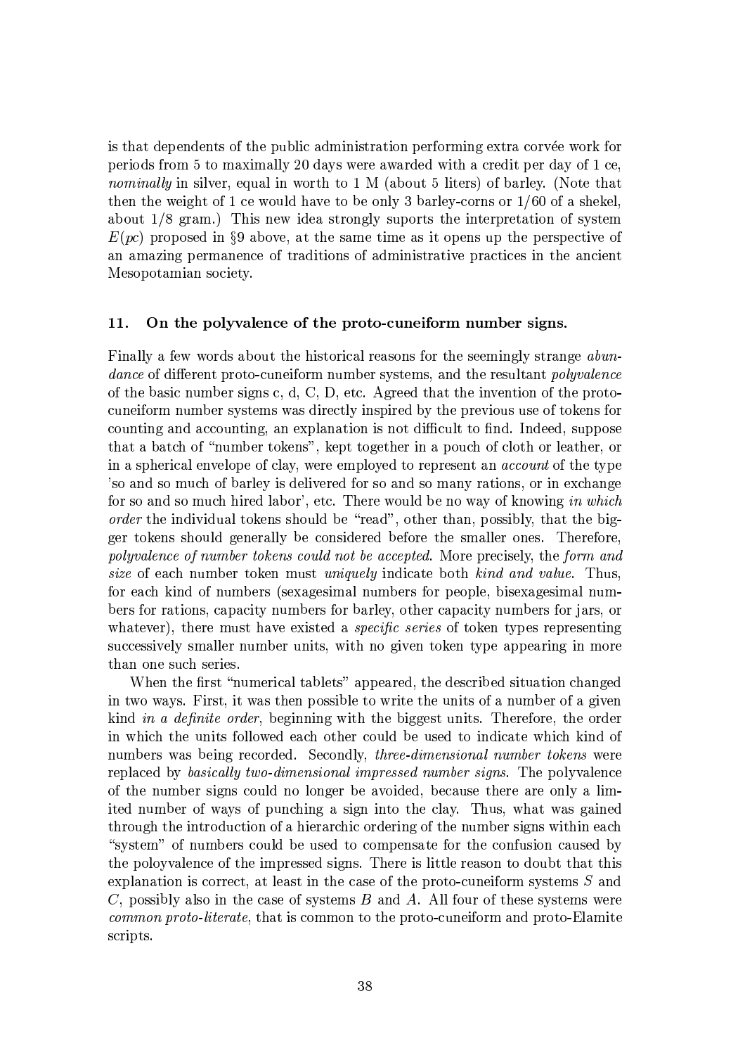is that dependents of the public administration performing extra corvée work for periods from 5 to maximally 20 days were awarded with a credit per day of 1 ce, *nominally* in silver, equal in worth to 1 M (about 5 liters) of barley. (Note that then the weight of 1 ce would have to be only 3 barley-corns or 1/60 of a shekel, about 1/8 gram.) This new idea strongly suports the interpretation of system $E(pc)$ proposed in §9 above, at the same time as it opens up the perspective of an amazing permanence of traditions of administrative practices in the ancient Mesopotamian society.

## 11. On the polyvalence of the proto-cuneiform number signs.

Finally a few words about the historical reasons for the seemingly strange *abundance* of different proto-cuneiform number systems, and the resultant *polyvalence* of the basic number signs c, d, C, D, etc. Agreed that the invention of the proto-cuneiform number systems was directly inspired by the previous use of tokens for counting and accounting, an explanation is not difficult to find. Indeed, suppose that a batch of "number tokens", kept together in a pouch of cloth or leather, or in a spherical envelope of clay, were employed to represent an *account* of the type 'so and so much of barley is delivered for so and so many rations, or in exchange for so and so much hired labor', etc. There would be no way of knowing *in which order* the individual tokens should be "read", other than, possibly, that the bigger tokens should generally be considered before the smaller ones. Therefore, *polyvalence of number tokens could not be accepted*. More precisely, the *form and size* of each number token must *uniquely* indicate both *kind and value*. Thus, for each kind of numbers (sexagesimal numbers for people, bisexagesimal numbers for rations, capacity numbers for barley, other capacity numbers for jars, or whatever), there must have existed a *specific series* of token types representing successively smaller number units, with no given token type appearing in more than one such series.

When the first "numerical tablets" appeared, the described situation changed in two ways. First, it was then possible to write the units of a number of a given kind *in a definite order*, beginning with the biggest units. Therefore, the order in which the units followed each other could be used to indicate which kind of numbers was being recorded. Secondly, *three-dimensional number tokens* were replaced by *basically two-dimensional impressed number signs*. The polyvalence of the number signs could no longer be avoided, because there are only a limited number of ways of punching a sign into the clay. Thus, what was gained through the introduction of a hierarchic ordering of the number signs within each "system" of numbers could be used to compensate for the confusion caused by the poloyvalence of the impressed signs. There is little reason to doubt that this explanation is correct, at least in the case of the proto-cuneiform systems $S$ and $C$, possibly also in the case of systems $B$ and $A$. All four of these systems were *common proto-literate*, that is common to the proto-cuneiform and proto-Elamite scripts.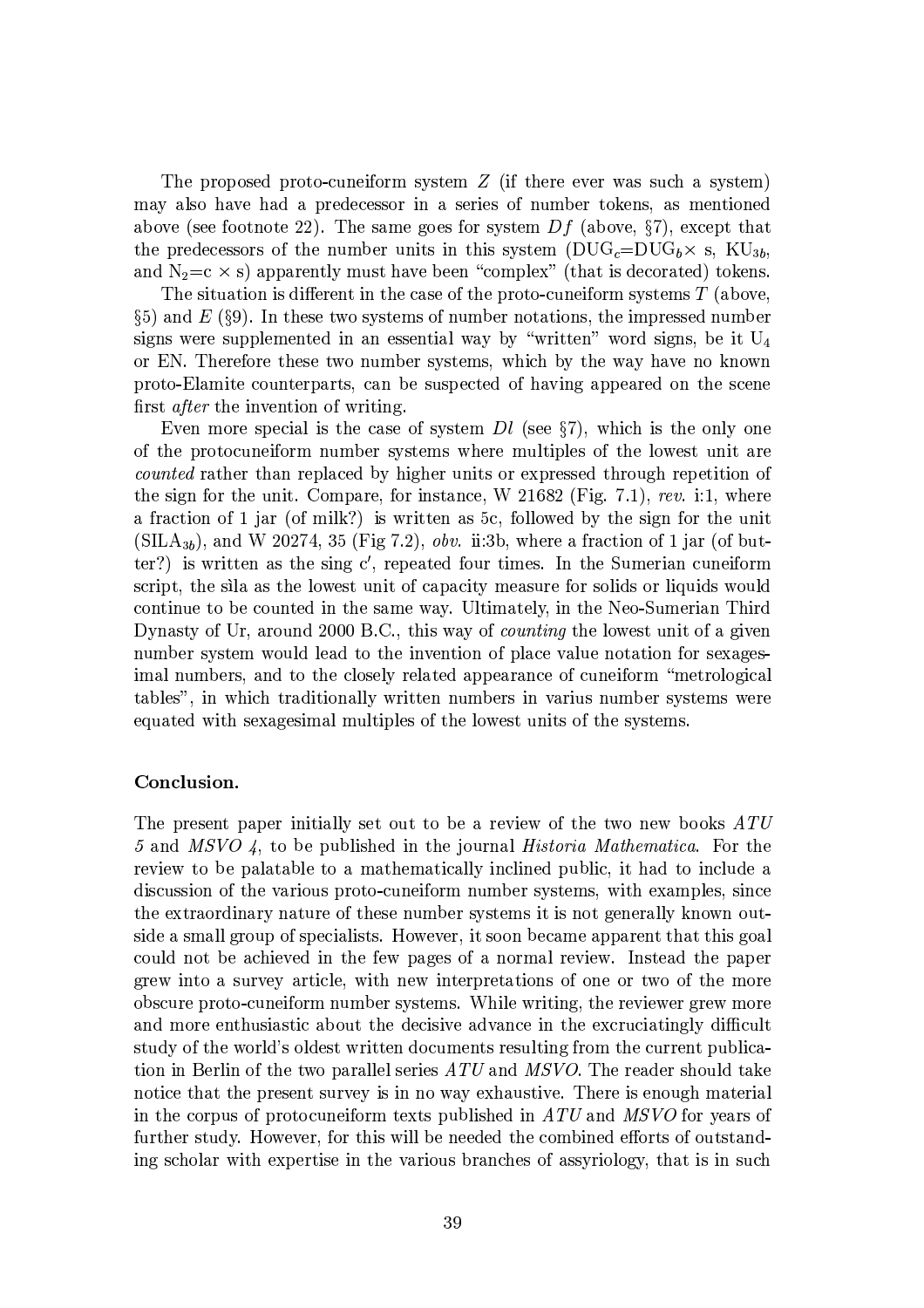The proposed proto-cuneiform system *Z* (if there ever was such a system) may also have had a predecessor in a series of number tokens, as mentioned above (see footnote 22). The same goes for system *Df* (above, §7), except that the predecessors of the number units in this system ($\mathrm{DUG}_c$=$\mathrm{DUG}_b\times$ s, $\mathrm{KU}_{3b}$, and $\mathrm{N}_2$=c × s) apparently must have been "complex" (that is decorated) tokens.

The situation is different in the case of the proto-cuneiform systems *T* (above, §5) and *E* (§9). In these two systems of number notations, the impressed number signs were supplemented in an essential way by "written" word signs, be it $\mathrm{U}_4$ or EN. Therefore these two number systems, which by the way have no known proto-Elamite counterparts, can be suspected of having appeared on the scene first *after* the invention of writing.

Even more special is the case of system *Dl* (see §7), which is the only one of the protocuneiform number systems where multiples of the lowest unit are *counted* rather than replaced by higher units or expressed through repetition of the sign for the unit. Compare, for instance, W 21682 (Fig. 7.1), *rev.* i:1, where a fraction of 1 jar (of milk?) is written as 5c, followed by the sign for the unit ($\mathrm{SILA}_{3b}$), and W 20274, 35 (Fig 7.2), *obv.* ii:3b, where a fraction of 1 jar (of butter?) is written as the sing c′, repeated four times. In the Sumerian cuneiform script, the sìla as the lowest unit of capacity measure for solids or liquids would continue to be counted in the same way. Ultimately, in the Neo-Sumerian Third Dynasty of Ur, around 2000 B.C., this way of *counting* the lowest unit of a given number system would lead to the invention of place value notation for sexagesimal numbers, and to the closely related appearance of cuneiform "metrological tables", in which traditionally written numbers in varius number systems were equated with sexagesimal multiples of the lowest units of the systems.

**Conclusion.**

The present paper initially set out to be a review of the two new books *ATU 5* and *MSVO 4*, to be published in the journal *Historia Mathematica*. For the review to be palatable to a mathematically inclined public, it had to include a discussion of the various proto-cuneiform number systems, with examples, since the extraordinary nature of these number systems it is not generally known outside a small group of specialists. However, it soon became apparent that this goal could not be achieved in the few pages of a normal review. Instead the paper grew into a survey article, with new interpretations of one or two of the more obscure proto-cuneiform number systems. While writing, the reviewer grew more and more enthusiastic about the decisive advance in the excruciatingly difficult study of the world's oldest written documents resulting from the current publication in Berlin of the two parallel series *ATU* and *MSVO*. The reader should take notice that the present survey is in no way exhaustive. There is enough material in the corpus of protocuneiform texts published in *ATU* and *MSVO* for years of further study. However, for this will be needed the combined efforts of outstanding scholar with expertise in the various branches of assyriology, that is in such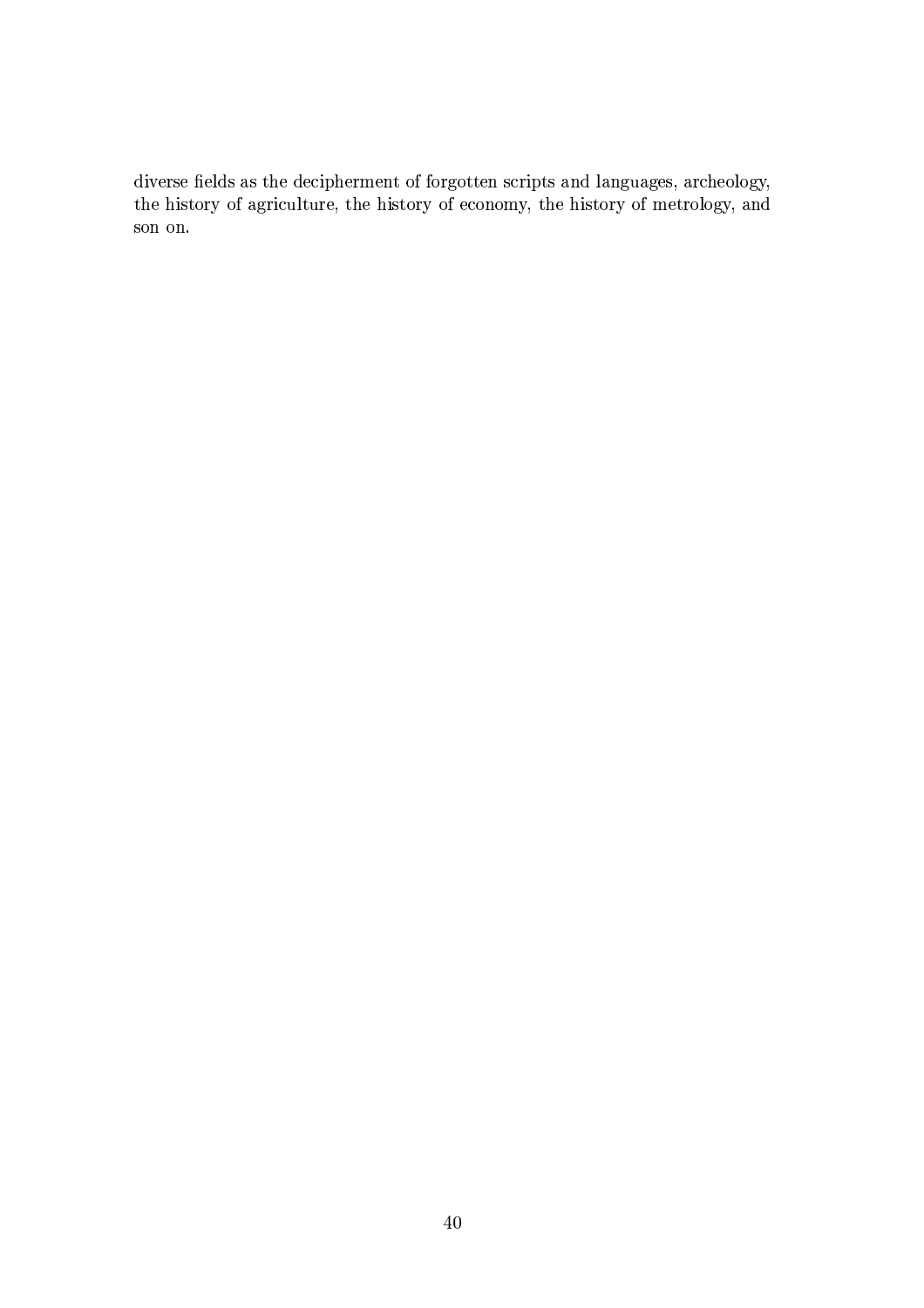diverse fields as the decipherment of forgotten scripts and languages, archeology, the history of agriculture, the history of economy, the history of metrology, and son on.